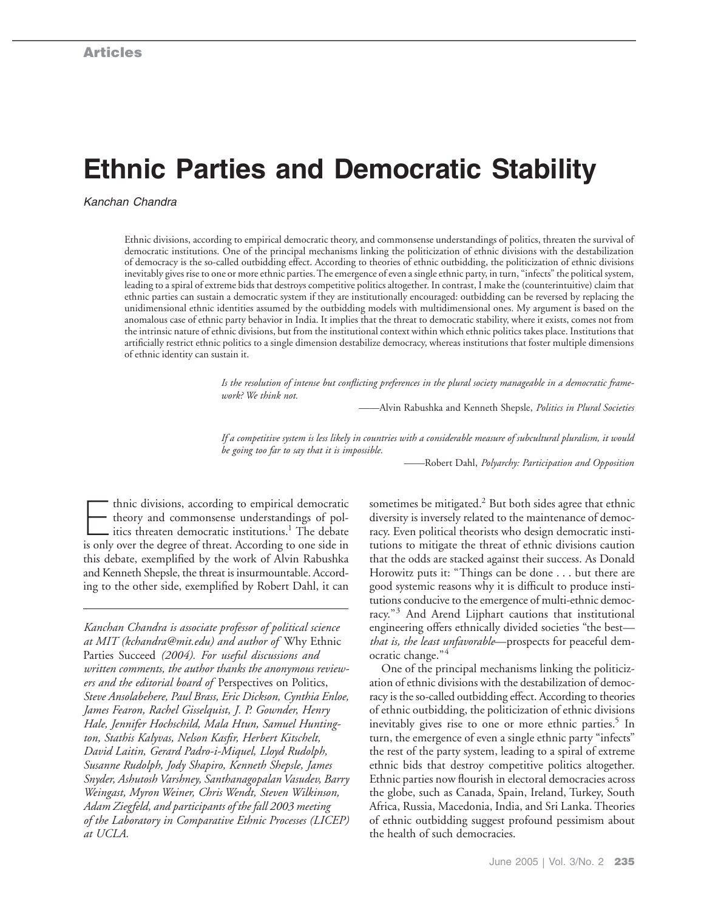Articles

# Ethnic Parties and Democratic Stability

*Kanchan Chandra*

Ethnic divisions, according to empirical democratic theory, and commonsense understandings of politics, threaten the survival of democratic institutions. One of the principal mechanisms linking the politicization of ethnic divisions with the destabilization of democracy is the so-called outbidding effect. According to theories of ethnic outbidding, the politicization of ethnic divisions inevitably gives rise to one or more ethnic parties. The emergence of even a single ethnic party, in turn, "infects" the political system, leading to a spiral of extreme bids that destroys competitive politics altogether. In contrast, I make the (counterintuitive) claim that ethnic parties can sustain a democratic system if they are institutionally encouraged: outbidding can be reversed by replacing the unidimensional ethnic identities assumed by the outbidding models with multidimensional ones. My argument is based on the anomalous case of ethnic party behavior in India. It implies that the threat to democratic stability, where it exists, comes not from the intrinsic nature of ethnic divisions, but from the institutional context within which ethnic politics takes place. Institutions that artificially restrict ethnic politics to a single dimension destabilize democracy, whereas institutions that foster multiple dimensions of ethnic identity can sustain it.

> *Is the resolution of intense but conflicting preferences in the plural society manageable in a democratic framework? We think not.*
>
> ——Alvin Rabushka and Kenneth Shepsle, *Politics in Plural Societies*

> *If a competitive system is less likely in countries with a considerable measure of subcultural pluralism, it would be going too far to say that it is impossible.*
>
> ——Robert Dahl, *Polyarchy: Participation and Opposition*

Ethnic divisions, according to empirical democratic theory and commonsense understandings of politics threaten democratic institutions.[1] The debate is only over the degree of threat. According to one side in this debate, exemplified by the work of Alvin Rabushka and Kenneth Shepsle, the threat is insurmountable. According to the other side, exemplified by Robert Dahl, it can sometimes be mitigated.[2] But both sides agree that ethnic diversity is inversely related to the maintenance of democracy. Even political theorists who design democratic institutions to mitigate the threat of ethnic divisions caution that the odds are stacked against their success. As Donald Horowitz puts it: "Things can be done . . . but there are good systemic reasons why it is difficult to produce institutions conducive to the emergence of multi-ethnic democracy."[3] And Arend Lijphart cautions that institutional engineering offers ethnically divided societies "the best—*that is, the least unfavorable*—prospects for peaceful democratic change."[4]

One of the principal mechanisms linking the politicization of ethnic divisions with the destabilization of democracy is the so-called outbidding effect. According to theories of ethnic outbidding, the politicization of ethnic divisions inevitably gives rise to one or more ethnic parties.[5] In turn, the emergence of even a single ethnic party "infects" the rest of the party system, leading to a spiral of extreme ethnic bids that destroy competitive politics altogether. Ethnic parties now flourish in electoral democracies across the globe, such as Canada, Spain, Ireland, Turkey, South Africa, Russia, Macedonia, India, and Sri Lanka. Theories of ethnic outbidding suggest profound pessimism about the health of such democracies.

---

*Kanchan Chandra is associate professor of political science at MIT (kchandra@mit.edu) and author of* Why Ethnic Parties Succeed *(2004). For useful discussions and written comments, the author thanks the anonymous reviewers and the editorial board of* Perspectives on Politics, *Steve Ansolabehere, Paul Brass, Eric Dickson, Cynthia Enloe, James Fearon, Rachel Gisselquist, J. P. Gownder, Henry Hale, Jennifer Hochschild, Mala Htun, Samuel Huntington, Stathis Kalyvas, Nelson Kasfir, Herbert Kitschelt, David Laitin, Gerard Padro-i-Miquel, Lloyd Rudolph, Susanne Rudolph, Jody Shapiro, Kenneth Shepsle, James Snyder, Ashutosh Varshney, Santhanagopalan Vasudev, Barry Weingast, Myron Weiner, Chris Wendt, Steven Wilkinson, Adam Ziegfeld, and participants of the fall 2003 meeting of the Laboratory in Comparative Ethnic Processes (LICEP) at UCLA.*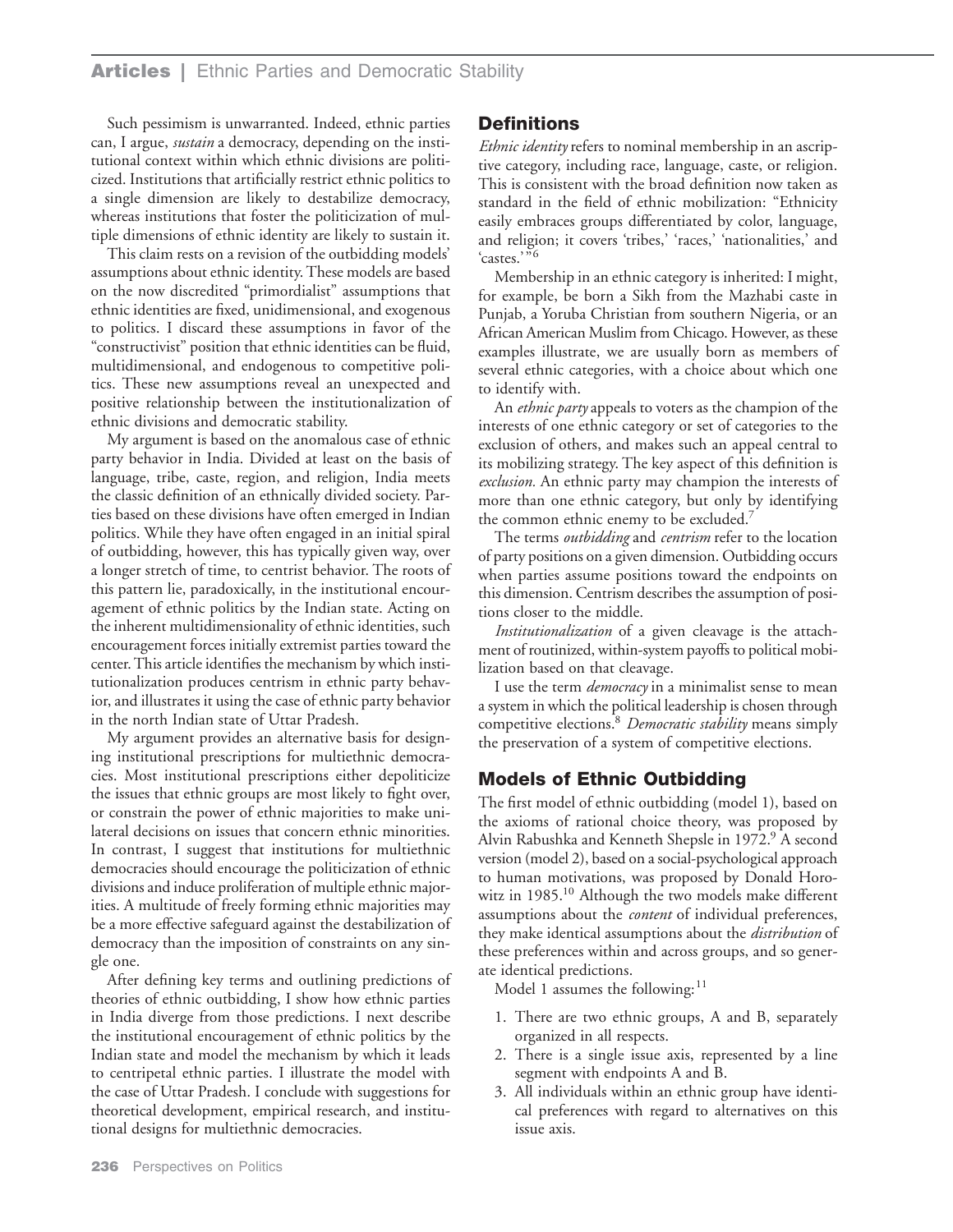Such pessimism is unwarranted. Indeed, ethnic parties can, I argue, *sustain* a democracy, depending on the institutional context within which ethnic divisions are politicized. Institutions that artificially restrict ethnic politics to a single dimension are likely to destabilize democracy, whereas institutions that foster the politicization of multiple dimensions of ethnic identity are likely to sustain it.

This claim rests on a revision of the outbidding models' assumptions about ethnic identity. These models are based on the now discredited "primordialist" assumptions that ethnic identities are fixed, unidimensional, and exogenous to politics. I discard these assumptions in favor of the "constructivist" position that ethnic identities can be fluid, multidimensional, and endogenous to competitive politics. These new assumptions reveal an unexpected and positive relationship between the institutionalization of ethnic divisions and democratic stability.

My argument is based on the anomalous case of ethnic party behavior in India. Divided at least on the basis of language, tribe, caste, region, and religion, India meets the classic definition of an ethnically divided society. Parties based on these divisions have often emerged in Indian politics. While they have often engaged in an initial spiral of outbidding, however, this has typically given way, over a longer stretch of time, to centrist behavior. The roots of this pattern lie, paradoxically, in the institutional encouragement of ethnic politics by the Indian state. Acting on the inherent multidimensionality of ethnic identities, such encouragement forces initially extremist parties toward the center. This article identifies the mechanism by which institutionalization produces centrism in ethnic party behavior, and illustrates it using the case of ethnic party behavior in the north Indian state of Uttar Pradesh.

My argument provides an alternative basis for designing institutional prescriptions for multiethnic democracies. Most institutional prescriptions either depoliticize the issues that ethnic groups are most likely to fight over, or constrain the power of ethnic majorities to make unilateral decisions on issues that concern ethnic minorities. In contrast, I suggest that institutions for multiethnic democracies should encourage the politicization of ethnic divisions and induce proliferation of multiple ethnic majorities. A multitude of freely forming ethnic majorities may be a more effective safeguard against the destabilization of democracy than the imposition of constraints on any single one.

After defining key terms and outlining predictions of theories of ethnic outbidding, I show how ethnic parties in India diverge from those predictions. I next describe the institutional encouragement of ethnic politics by the Indian state and model the mechanism by which it leads to centripetal ethnic parties. I illustrate the model with the case of Uttar Pradesh. I conclude with suggestions for theoretical development, empirical research, and institutional designs for multiethnic democracies.

## Definitions

*Ethnic identity* refers to nominal membership in an ascriptive category, including race, language, caste, or religion. This is consistent with the broad definition now taken as standard in the field of ethnic mobilization: "Ethnicity easily embraces groups differentiated by color, language, and religion; it covers 'tribes,' 'races,' 'nationalities,' and 'castes.'"[6]

Membership in an ethnic category is inherited: I might, for example, be born a Sikh from the Mazhabi caste in Punjab, a Yoruba Christian from southern Nigeria, or an African American Muslim from Chicago. However, as these examples illustrate, we are usually born as members of several ethnic categories, with a choice about which one to identify with.

An *ethnic party* appeals to voters as the champion of the interests of one ethnic category or set of categories to the exclusion of others, and makes such an appeal central to its mobilizing strategy. The key aspect of this definition is *exclusion.* An ethnic party may champion the interests of more than one ethnic category, but only by identifying the common ethnic enemy to be excluded.[7]

The terms *outbidding* and *centrism* refer to the location of party positions on a given dimension. Outbidding occurs when parties assume positions toward the endpoints on this dimension. Centrism describes the assumption of positions closer to the middle.

*Institutionalization* of a given cleavage is the attachment of routinized, within-system payoffs to political mobilization based on that cleavage.

I use the term *democracy* in a minimalist sense to mean a system in which the political leadership is chosen through competitive elections.[8] *Democratic stability* means simply the preservation of a system of competitive elections.

## Models of Ethnic Outbidding

The first model of ethnic outbidding (model 1), based on the axioms of rational choice theory, was proposed by Alvin Rabushka and Kenneth Shepsle in 1972.[9] A second version (model 2), based on a social-psychological approach to human motivations, was proposed by Donald Horowitz in 1985.[10] Although the two models make different assumptions about the *content* of individual preferences, they make identical assumptions about the *distribution* of these preferences within and across groups, and so generate identical predictions.

Model 1 assumes the following:[11]

1. There are two ethnic groups, A and B, separately organized in all respects.
2. There is a single issue axis, represented by a line segment with endpoints A and B.
3. All individuals within an ethnic group have identical preferences with regard to alternatives on this issue axis.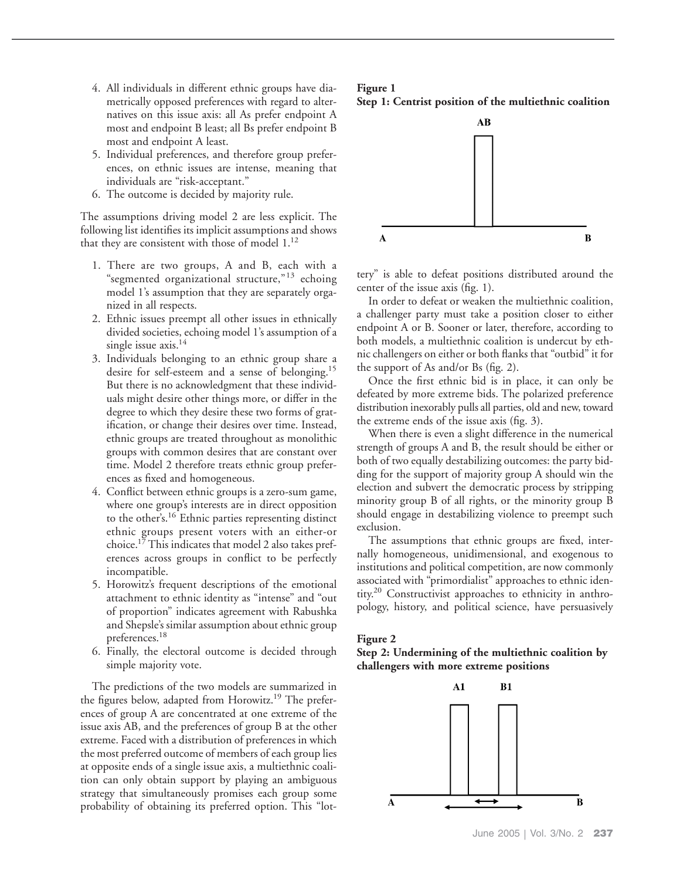4. All individuals in different ethnic groups have diametrically opposed preferences with regard to alternatives on this issue axis: all As prefer endpoint A most and endpoint B least; all Bs prefer endpoint B most and endpoint A least.
5. Individual preferences, and therefore group preferences, on ethnic issues are intense, meaning that individuals are "risk-acceptant."
6. The outcome is decided by majority rule.

The assumptions driving model 2 are less explicit. The following list identifies its implicit assumptions and shows that they are consistent with those of model 1.[12]

1. There are two groups, A and B, each with a "segmented organizational structure,"[13] echoing model 1's assumption that they are separately organized in all respects.
2. Ethnic issues preempt all other issues in ethnically divided societies, echoing model 1's assumption of a single issue axis.[14]
3. Individuals belonging to an ethnic group share a desire for self-esteem and a sense of belonging.[15] But there is no acknowledgment that these individuals might desire other things more, or differ in the degree to which they desire these two forms of gratification, or change their desires over time. Instead, ethnic groups are treated throughout as monolithic groups with common desires that are constant over time. Model 2 therefore treats ethnic group preferences as fixed and homogeneous.
4. Conflict between ethnic groups is a zero-sum game, where one group's interests are in direct opposition to the other's.[16] Ethnic parties representing distinct ethnic groups present voters with an either-or choice.[17] This indicates that model 2 also takes preferences across groups in conflict to be perfectly incompatible.
5. Horowitz's frequent descriptions of the emotional attachment to ethnic identity as "intense" and "out of proportion" indicates agreement with Rabushka and Shepsle's similar assumption about ethnic group preferences.[18]
6. Finally, the electoral outcome is decided through simple majority vote.

The predictions of the two models are summarized in the figures below, adapted from Horowitz.[19] The preferences of group A are concentrated at one extreme of the issue axis AB, and the preferences of group B at the other extreme. Faced with a distribution of preferences in which the most preferred outcome of members of each group lies at opposite ends of a single issue axis, a multiethnic coalition can only obtain support by playing an ambiguous strategy that simultaneously promises each group some probability of obtaining its preferred option. This "lottery" is able to defeat positions distributed around the center of the issue axis (fig. 1).

**Figure 1**
**Step 1: Centrist position of the multiethnic coalition**

In order to defeat or weaken the multiethnic coalition, a challenger party must take a position closer to either endpoint A or B. Sooner or later, therefore, according to both models, a multiethnic coalition is undercut by ethnic challengers on either or both flanks that "outbid" it for the support of As and/or Bs (fig. 2).

Once the first ethnic bid is in place, it can only be defeated by more extreme bids. The polarized preference distribution inexorably pulls all parties, old and new, toward the extreme ends of the issue axis (fig. 3).

When there is even a slight difference in the numerical strength of groups A and B, the result should be either or both of two equally destabilizing outcomes: the party bidding for the support of majority group A should win the election and subvert the democratic process by stripping minority group B of all rights, or the minority group B should engage in destabilizing violence to preempt such exclusion.

The assumptions that ethnic groups are fixed, internally homogeneous, unidimensional, and exogenous to institutions and political competition, are now commonly associated with "primordialist" approaches to ethnic identity.[20] Constructivist approaches to ethnicity in anthropology, history, and political science, have persuasively

**Figure 2**
**Step 2: Undermining of the multiethnic coalition by challengers with more extreme positions**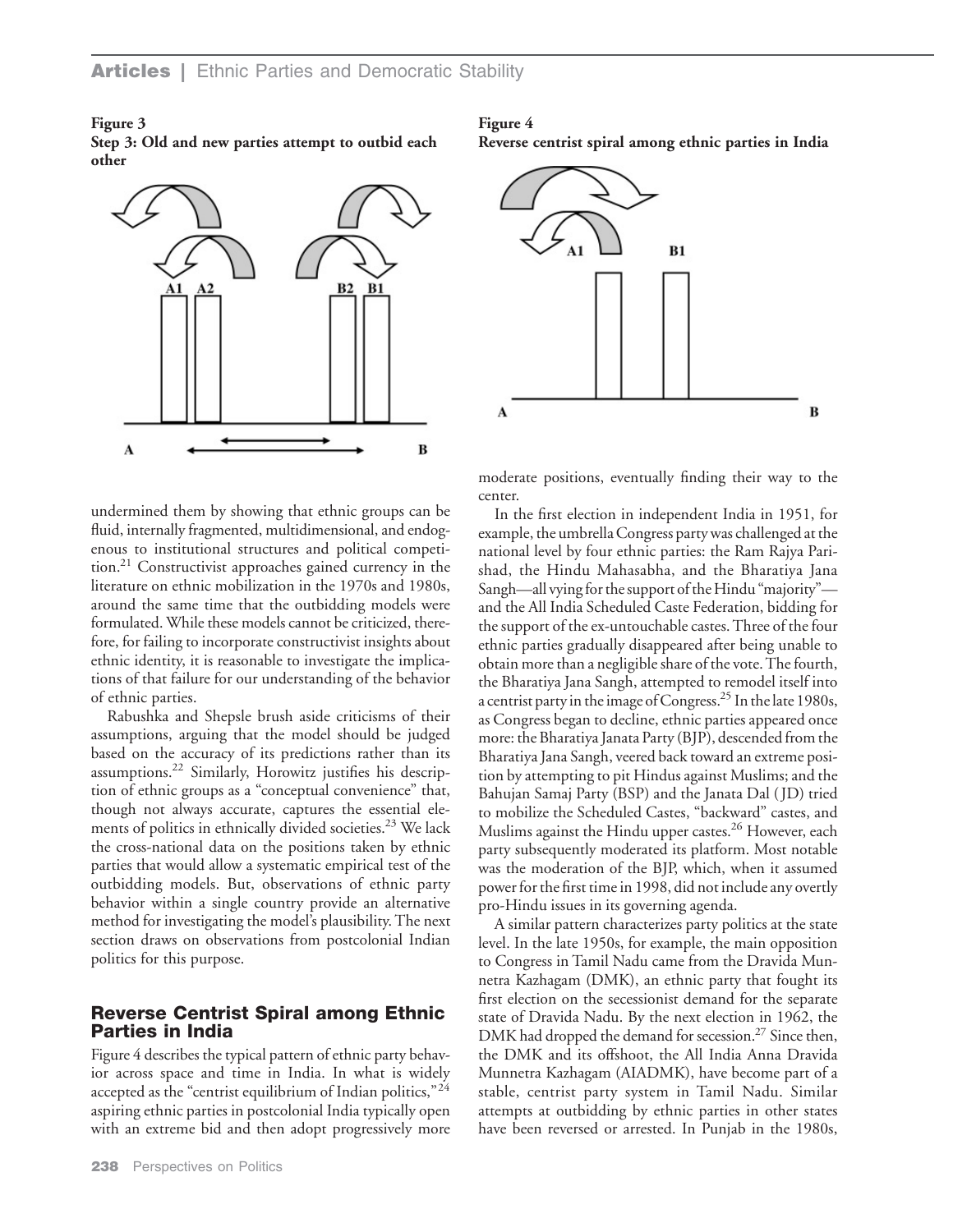**Figure 3**
**Step 3: Old and new parties attempt to outbid each other**

**Figure 4**
**Reverse centrist spiral among ethnic parties in India**

undermined them by showing that ethnic groups can be fluid, internally fragmented, multidimensional, and endogenous to institutional structures and political competition.[21] Constructivist approaches gained currency in the literature on ethnic mobilization in the 1970s and 1980s, around the same time that the outbidding models were formulated. While these models cannot be criticized, therefore, for failing to incorporate constructivist insights about ethnic identity, it is reasonable to investigate the implications of that failure for our understanding of the behavior of ethnic parties.

Rabushka and Shepsle brush aside criticisms of their assumptions, arguing that the model should be judged based on the accuracy of its predictions rather than its assumptions.[22] Similarly, Horowitz justifies his description of ethnic groups as a "conceptual convenience" that, though not always accurate, captures the essential elements of politics in ethnically divided societies.[23] We lack the cross-national data on the positions taken by ethnic parties that would allow a systematic empirical test of the outbidding models. But, observations of ethnic party behavior within a single country provide an alternative method for investigating the model's plausibility. The next section draws on observations from postcolonial Indian politics for this purpose.

## Reverse Centrist Spiral among Ethnic Parties in India

Figure 4 describes the typical pattern of ethnic party behavior across space and time in India. In what is widely accepted as the "centrist equilibrium of Indian politics,"[24] aspiring ethnic parties in postcolonial India typically open with an extreme bid and then adopt progressively more moderate positions, eventually finding their way to the center.

In the first election in independent India in 1951, for example, the umbrella Congress party was challenged at the national level by four ethnic parties: the Ram Rajya Parishad, the Hindu Mahasabha, and the Bharatiya Jana Sangh—all vying for the support of the Hindu "majority"—and the All India Scheduled Caste Federation, bidding for the support of the ex-untouchable castes. Three of the four ethnic parties gradually disappeared after being unable to obtain more than a negligible share of the vote. The fourth, the Bharatiya Jana Sangh, attempted to remodel itself into a centrist party in the image of Congress.[25] In the late 1980s, as Congress began to decline, ethnic parties appeared once more: the Bharatiya Janata Party (BJP), descended from the Bharatiya Jana Sangh, veered back toward an extreme position by attempting to pit Hindus against Muslims; and the Bahujan Samaj Party (BSP) and the Janata Dal (JD) tried to mobilize the Scheduled Castes, "backward" castes, and Muslims against the Hindu upper castes.[26] However, each party subsequently moderated its platform. Most notable was the moderation of the BJP, which, when it assumed power for the first time in 1998, did not include any overtly pro-Hindu issues in its governing agenda.

A similar pattern characterizes party politics at the state level. In the late 1950s, for example, the main opposition to Congress in Tamil Nadu came from the Dravida Munnetra Kazhagam (DMK), an ethnic party that fought its first election on the secessionist demand for the separate state of Dravida Nadu. By the next election in 1962, the DMK had dropped the demand for secession.[27] Since then, the DMK and its offshoot, the All India Anna Dravida Munnetra Kazhagam (AIADMK), have become part of a stable, centrist party system in Tamil Nadu. Similar attempts at outbidding by ethnic parties in other states have been reversed or arrested. In Punjab in the 1980s,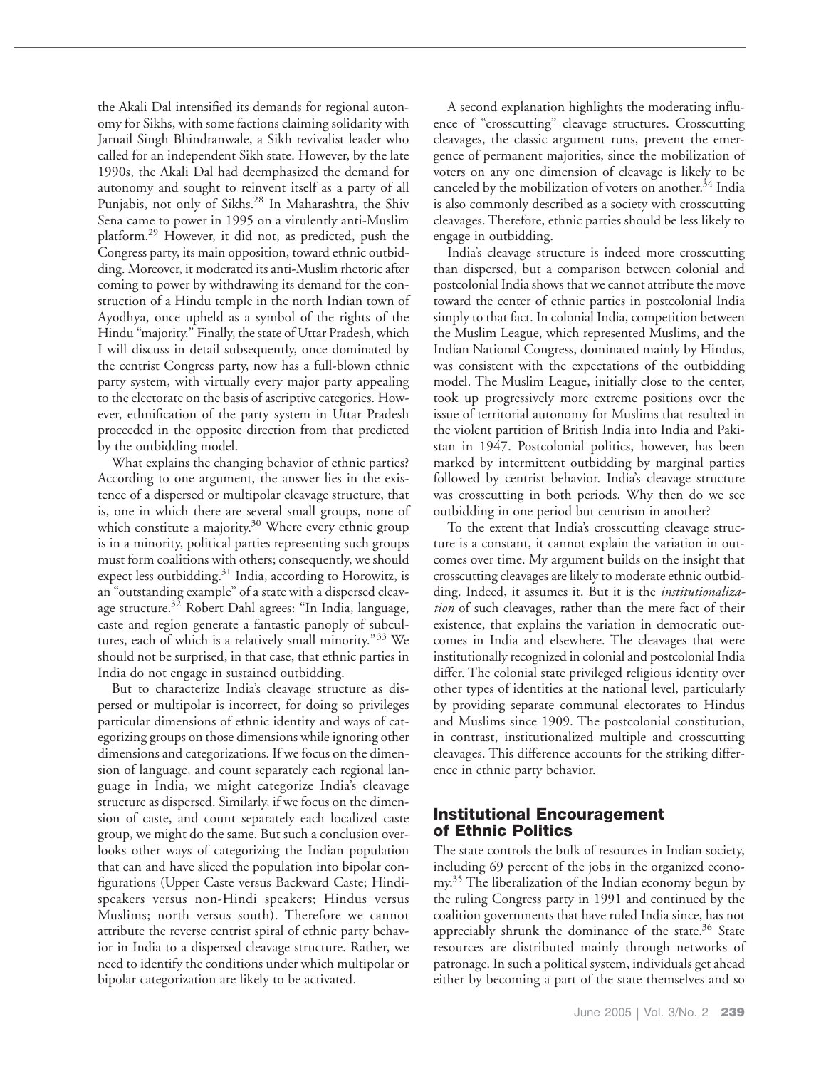the Akali Dal intensified its demands for regional autonomy for Sikhs, with some factions claiming solidarity with Jarnail Singh Bhindranwale, a Sikh revivalist leader who called for an independent Sikh state. However, by the late 1990s, the Akali Dal had deemphasized the demand for autonomy and sought to reinvent itself as a party of all Punjabis, not only of Sikhs.[28] In Maharashtra, the Shiv Sena came to power in 1995 on a virulently anti-Muslim platform.[29] However, it did not, as predicted, push the Congress party, its main opposition, toward ethnic outbidding. Moreover, it moderated its anti-Muslim rhetoric after coming to power by withdrawing its demand for the construction of a Hindu temple in the north Indian town of Ayodhya, once upheld as a symbol of the rights of the Hindu "majority." Finally, the state of Uttar Pradesh, which I will discuss in detail subsequently, once dominated by the centrist Congress party, now has a full-blown ethnic party system, with virtually every major party appealing to the electorate on the basis of ascriptive categories. However, ethnification of the party system in Uttar Pradesh proceeded in the opposite direction from that predicted by the outbidding model.

What explains the changing behavior of ethnic parties? According to one argument, the answer lies in the existence of a dispersed or multipolar cleavage structure, that is, one in which there are several small groups, none of which constitute a majority.[30] Where every ethnic group is in a minority, political parties representing such groups must form coalitions with others; consequently, we should expect less outbidding.[31] India, according to Horowitz, is an "outstanding example" of a state with a dispersed cleavage structure.[32] Robert Dahl agrees: "In India, language, caste and region generate a fantastic panoply of subcultures, each of which is a relatively small minority."[33] We should not be surprised, in that case, that ethnic parties in India do not engage in sustained outbidding.

But to characterize India's cleavage structure as dispersed or multipolar is incorrect, for doing so privileges particular dimensions of ethnic identity and ways of categorizing groups on those dimensions while ignoring other dimensions and categorizations. If we focus on the dimension of language, and count separately each regional language in India, we might categorize India's cleavage structure as dispersed. Similarly, if we focus on the dimension of caste, and count separately each localized caste group, we might do the same. But such a conclusion overlooks other ways of categorizing the Indian population that can and have sliced the population into bipolar configurations (Upper Caste versus Backward Caste; Hindi-speakers versus non-Hindi speakers; Hindus versus Muslims; north versus south). Therefore we cannot attribute the reverse centrist spiral of ethnic party behavior in India to a dispersed cleavage structure. Rather, we need to identify the conditions under which multipolar or bipolar categorization are likely to be activated.

A second explanation highlights the moderating influence of "crosscutting" cleavage structures. Crosscutting cleavages, the classic argument runs, prevent the emergence of permanent majorities, since the mobilization of voters on any one dimension of cleavage is likely to be canceled by the mobilization of voters on another.[34] India is also commonly described as a society with crosscutting cleavages. Therefore, ethnic parties should be less likely to engage in outbidding.

India's cleavage structure is indeed more crosscutting than dispersed, but a comparison between colonial and postcolonial India shows that we cannot attribute the move toward the center of ethnic parties in postcolonial India simply to that fact. In colonial India, competition between the Muslim League, which represented Muslims, and the Indian National Congress, dominated mainly by Hindus, was consistent with the expectations of the outbidding model. The Muslim League, initially close to the center, took up progressively more extreme positions over the issue of territorial autonomy for Muslims that resulted in the violent partition of British India into India and Pakistan in 1947. Postcolonial politics, however, has been marked by intermittent outbidding by marginal parties followed by centrist behavior. India's cleavage structure was crosscutting in both periods. Why then do we see outbidding in one period but centrism in another?

To the extent that India's crosscutting cleavage structure is a constant, it cannot explain the variation in outcomes over time. My argument builds on the insight that crosscutting cleavages are likely to moderate ethnic outbidding. Indeed, it assumes it. But it is the *institutionalization* of such cleavages, rather than the mere fact of their existence, that explains the variation in democratic outcomes in India and elsewhere. The cleavages that were institutionally recognized in colonial and postcolonial India differ. The colonial state privileged religious identity over other types of identities at the national level, particularly by providing separate communal electorates to Hindus and Muslims since 1909. The postcolonial constitution, in contrast, institutionalized multiple and crosscutting cleavages. This difference accounts for the striking difference in ethnic party behavior.

## Institutional Encouragement of Ethnic Politics

The state controls the bulk of resources in Indian society, including 69 percent of the jobs in the organized economy.[35] The liberalization of the Indian economy begun by the ruling Congress party in 1991 and continued by the coalition governments that have ruled India since, has not appreciably shrunk the dominance of the state.[36] State resources are distributed mainly through networks of patronage. In such a political system, individuals get ahead either by becoming a part of the state themselves and so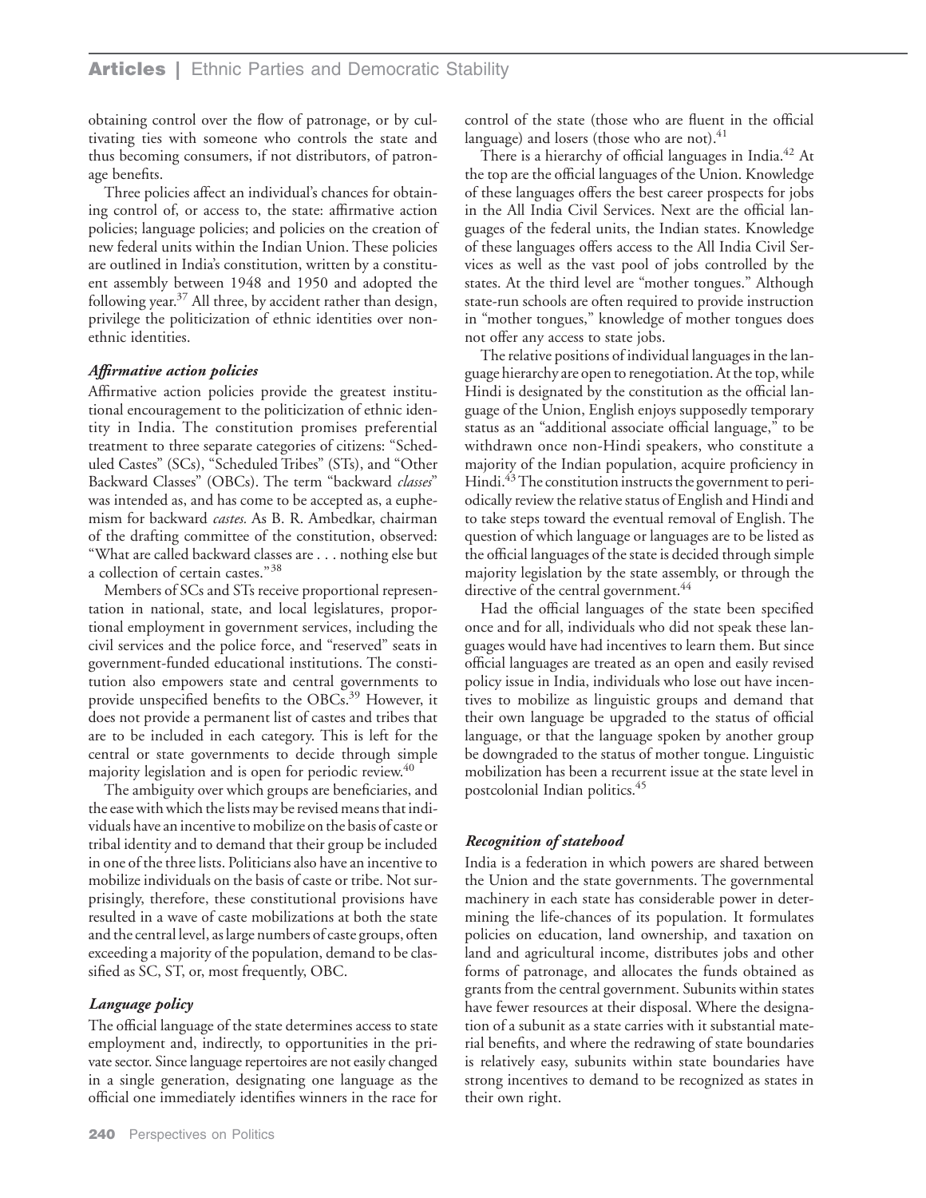obtaining control over the flow of patronage, or by cultivating ties with someone who controls the state and thus becoming consumers, if not distributors, of patronage benefits.

Three policies affect an individual's chances for obtaining control of, or access to, the state: affirmative action policies; language policies; and policies on the creation of new federal units within the Indian Union. These policies are outlined in India's constitution, written by a constituent assembly between 1948 and 1950 and adopted the following year.[37] All three, by accident rather than design, privilege the politicization of ethnic identities over nonethnic identities.

### *Affirmative action policies*

Affirmative action policies provide the greatest institutional encouragement to the politicization of ethnic identity in India. The constitution promises preferential treatment to three separate categories of citizens: "Scheduled Castes" (SCs), "Scheduled Tribes" (STs), and "Other Backward Classes" (OBCs). The term "backward *classes*" was intended as, and has come to be accepted as, a euphemism for backward *castes*. As B. R. Ambedkar, chairman of the drafting committee of the constitution, observed: "What are called backward classes are . . . nothing else but a collection of certain castes."[38]

Members of SCs and STs receive proportional representation in national, state, and local legislatures, proportional employment in government services, including the civil services and the police force, and "reserved" seats in government-funded educational institutions. The constitution also empowers state and central governments to provide unspecified benefits to the OBCs.[39] However, it does not provide a permanent list of castes and tribes that are to be included in each category. This is left for the central or state governments to decide through simple majority legislation and is open for periodic review.[40]

The ambiguity over which groups are beneficiaries, and the ease with which the lists may be revised means that individuals have an incentive to mobilize on the basis of caste or tribal identity and to demand that their group be included in one of the three lists. Politicians also have an incentive to mobilize individuals on the basis of caste or tribe. Not surprisingly, therefore, these constitutional provisions have resulted in a wave of caste mobilizations at both the state and the central level, as large numbers of caste groups, often exceeding a majority of the population, demand to be classified as SC, ST, or, most frequently, OBC.

### *Language policy*

The official language of the state determines access to state employment and, indirectly, to opportunities in the private sector. Since language repertoires are not easily changed in a single generation, designating one language as the official one immediately identifies winners in the race for control of the state (those who are fluent in the official language) and losers (those who are not).[41]

There is a hierarchy of official languages in India.[42] At the top are the official languages of the Union. Knowledge of these languages offers the best career prospects for jobs in the All India Civil Services. Next are the official languages of the federal units, the Indian states. Knowledge of these languages offers access to the All India Civil Services as well as the vast pool of jobs controlled by the states. At the third level are "mother tongues." Although state-run schools are often required to provide instruction in "mother tongues," knowledge of mother tongues does not offer any access to state jobs.

The relative positions of individual languages in the language hierarchy are open to renegotiation. At the top, while Hindi is designated by the constitution as the official language of the Union, English enjoys supposedly temporary status as an "additional associate official language," to be withdrawn once non-Hindi speakers, who constitute a majority of the Indian population, acquire proficiency in Hindi.[43] The constitution instructs the government to periodically review the relative status of English and Hindi and to take steps toward the eventual removal of English. The question of which language or languages are to be listed as the official languages of the state is decided through simple majority legislation by the state assembly, or through the directive of the central government.[44]

Had the official languages of the state been specified once and for all, individuals who did not speak these languages would have had incentives to learn them. But since official languages are treated as an open and easily revised policy issue in India, individuals who lose out have incentives to mobilize as linguistic groups and demand that their own language be upgraded to the status of official language, or that the language spoken by another group be downgraded to the status of mother tongue. Linguistic mobilization has been a recurrent issue at the state level in postcolonial Indian politics.[45]

### *Recognition of statehood*

India is a federation in which powers are shared between the Union and the state governments. The governmental machinery in each state has considerable power in determining the life-chances of its population. It formulates policies on education, land ownership, and taxation on land and agricultural income, distributes jobs and other forms of patronage, and allocates the funds obtained as grants from the central government. Subunits within states have fewer resources at their disposal. Where the designation of a subunit as a state carries with it substantial material benefits, and where the redrawing of state boundaries is relatively easy, subunits within state boundaries have strong incentives to demand to be recognized as states in their own right.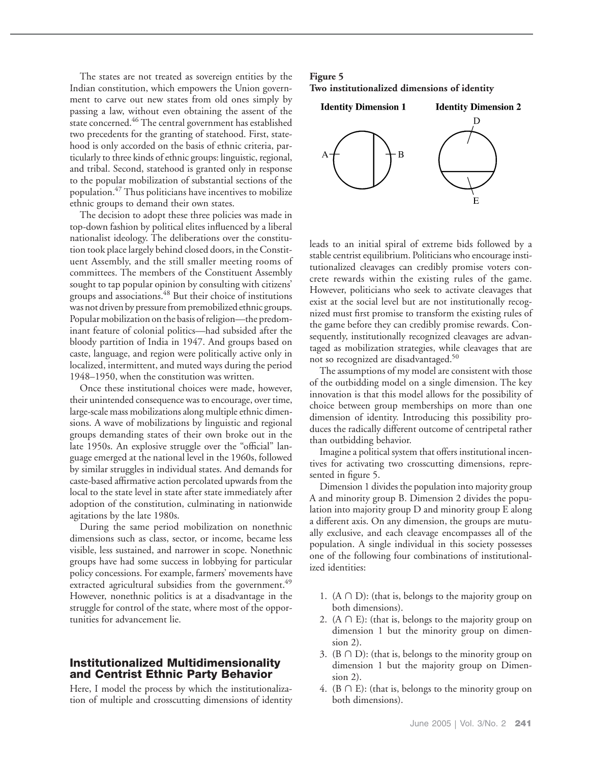The states are not treated as sovereign entities by the Indian constitution, which empowers the Union government to carve out new states from old ones simply by passing a law, without even obtaining the assent of the state concerned.[46] The central government has established two precedents for the granting of statehood. First, statehood is only accorded on the basis of ethnic criteria, particularly to three kinds of ethnic groups: linguistic, regional, and tribal. Second, statehood is granted only in response to the popular mobilization of substantial sections of the population.[47] Thus politicians have incentives to mobilize ethnic groups to demand their own states.

The decision to adopt these three policies was made in top-down fashion by political elites influenced by a liberal nationalist ideology. The deliberations over the constitution took place largely behind closed doors, in the Constituent Assembly, and the still smaller meeting rooms of committees. The members of the Constituent Assembly sought to tap popular opinion by consulting with citizens' groups and associations.[48] But their choice of institutions was not driven by pressure from premobilized ethnic groups. Popular mobilization on the basis of religion—the predominant feature of colonial politics—had subsided after the bloody partition of India in 1947. And groups based on caste, language, and region were politically active only in localized, intermittent, and muted ways during the period 1948–1950, when the constitution was written.

Once these institutional choices were made, however, their unintended consequence was to encourage, over time, large-scale mass mobilizations along multiple ethnic dimensions. A wave of mobilizations by linguistic and regional groups demanding states of their own broke out in the late 1950s. An explosive struggle over the "official" language emerged at the national level in the 1960s, followed by similar struggles in individual states. And demands for caste-based affirmative action percolated upwards from the local to the state level in state after state immediately after adoption of the constitution, culminating in nationwide agitations by the late 1980s.

During the same period mobilization on nonethnic dimensions such as class, sector, or income, became less visible, less sustained, and narrower in scope. Nonethnic groups have had some success in lobbying for particular policy concessions. For example, farmers' movements have extracted agricultural subsidies from the government.[49] However, nonethnic politics is at a disadvantage in the struggle for control of the state, where most of the opportunities for advancement lie.

## Institutionalized Multidimensionality and Centrist Ethnic Party Behavior

Here, I model the process by which the institutionalization of multiple and crosscutting dimensions of identity leads to an initial spiral of extreme bids followed by a stable centrist equilibrium. Politicians who encourage institutionalized cleavages can credibly promise voters concrete rewards within the existing rules of the game. However, politicians who seek to activate cleavages that exist at the social level but are not institutionally recognized must first promise to transform the existing rules of the game before they can credibly promise rewards. Consequently, institutionally recognized cleavages are advantaged as mobilization strategies, while cleavages that are not so recognized are disadvantaged.[50]

The assumptions of my model are consistent with those of the outbidding model on a single dimension. The key innovation is that this model allows for the possibility of choice between group memberships on more than one dimension of identity. Introducing this possibility produces the radically different outcome of centripetal rather than outbidding behavior.

Imagine a political system that offers institutional incentives for activating two crosscutting dimensions, represented in figure 5.

**Figure 5**
**Two institutionalized dimensions of identity**

Dimension 1 divides the population into majority group A and minority group B. Dimension 2 divides the population into majority group D and minority group E along a different axis. On any dimension, the groups are mutually exclusive, and each cleavage encompasses all of the population. A single individual in this society possesses one of the following four combinations of institutionalized identities:

1. (A ∩ D): (that is, belongs to the majority group on both dimensions).
2. (A ∩ E): (that is, belongs to the majority group on dimension 1 but the minority group on dimension 2).
3. (B ∩ D): (that is, belongs to the minority group on dimension 1 but the majority group on Dimension 2).
4. (B ∩ E): (that is, belongs to the minority group on both dimensions).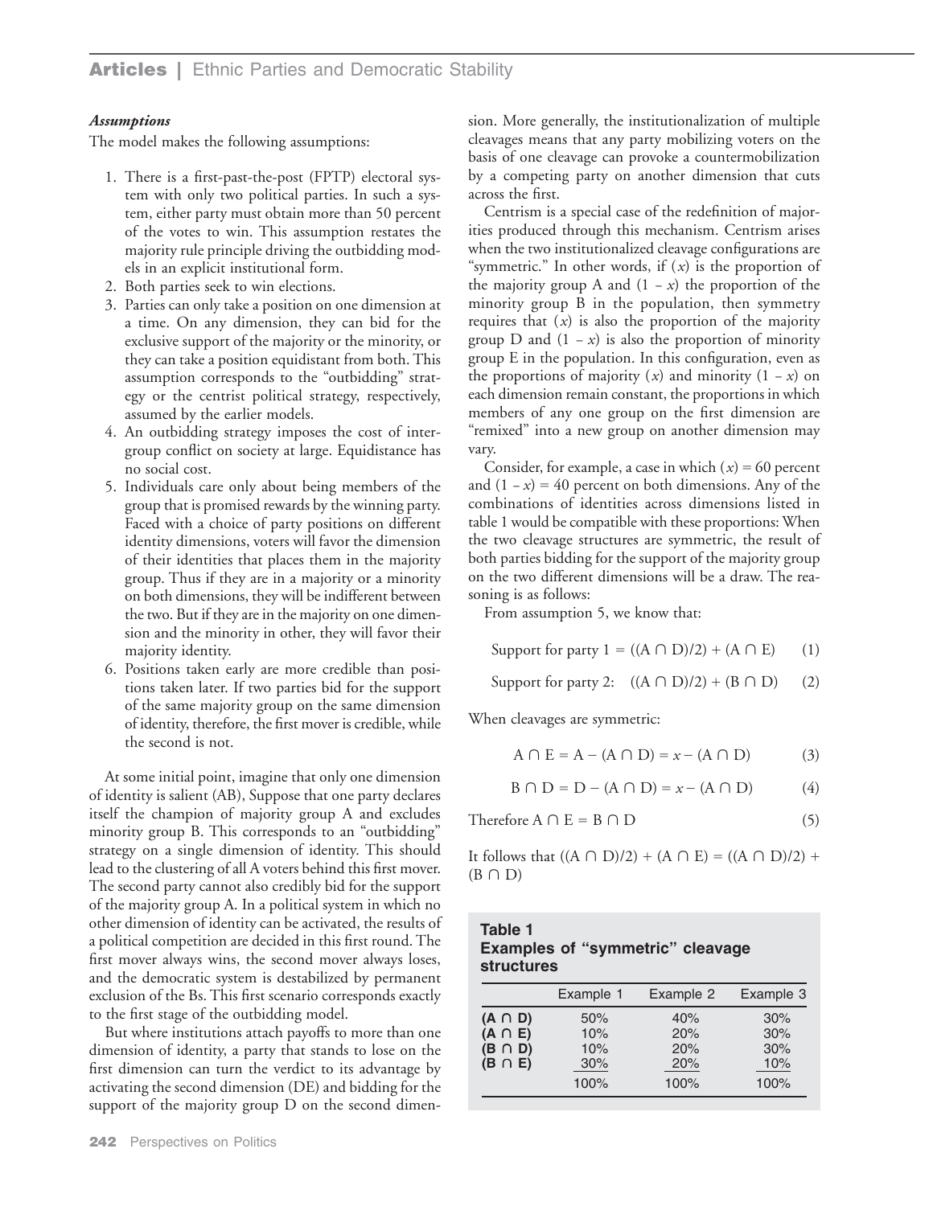### *Assumptions*

The model makes the following assumptions:

1. There is a first-past-the-post (FPTP) electoral system with only two political parties. In such a system, either party must obtain more than 50 percent of the votes to win. This assumption restates the majority rule principle driving the outbidding models in an explicit institutional form.
2. Both parties seek to win elections.
3. Parties can only take a position on one dimension at a time. On any dimension, they can bid for the exclusive support of the majority or the minority, or they can take a position equidistant from both. This assumption corresponds to the "outbidding" strategy or the centrist political strategy, respectively, assumed by the earlier models.
4. An outbidding strategy imposes the cost of intergroup conflict on society at large. Equidistance has no social cost.
5. Individuals care only about being members of the group that is promised rewards by the winning party. Faced with a choice of party positions on different identity dimensions, voters will favor the dimension of their identities that places them in the majority group. Thus if they are in a majority or a minority on both dimensions, they will be indifferent between the two. But if they are in the majority on one dimension and the minority in other, they will favor their majority identity.
6. Positions taken early are more credible than positions taken later. If two parties bid for the support of the same majority group on the same dimension of identity, therefore, the first mover is credible, while the second is not.

At some initial point, imagine that only one dimension of identity is salient (AB), Suppose that one party declares itself the champion of majority group A and excludes minority group B. This corresponds to an "outbidding" strategy on a single dimension of identity. This should lead to the clustering of all A voters behind this first mover. The second party cannot also credibly bid for the support of the majority group A. In a political system in which no other dimension of identity can be activated, the results of a political competition are decided in this first round. The first mover always wins, the second mover always loses, and the democratic system is destabilized by permanent exclusion of the Bs. This first scenario corresponds exactly to the first stage of the outbidding model.

But where institutions attach payoffs to more than one dimension of identity, a party that stands to lose on the first dimension can turn the verdict to its advantage by activating the second dimension (DE) and bidding for the support of the majority group D on the second dimension. More generally, the institutionalization of multiple cleavages means that any party mobilizing voters on the basis of one cleavage can provoke a countermobilization by a competing party on another dimension that cuts across the first.

Centrism is a special case of the redefinition of majorities produced through this mechanism. Centrism arises when the two institutionalized cleavage configurations are "symmetric." In other words, if ($x$) is the proportion of the majority group A and $(1 - x)$ the proportion of the minority group B in the population, then symmetry requires that ($x$) is also the proportion of the majority group D and $(1 - x)$ is also the proportion of minority group E in the population. In this configuration, even as the proportions of majority ($x$) and minority $(1 - x)$ on each dimension remain constant, the proportions in which members of any one group on the first dimension are "remixed" into a new group on another dimension may vary.

Consider, for example, a case in which $(x) = 60$ percent and $(1 - x) = 40$ percent on both dimensions. Any of the combinations of identities across dimensions listed in table 1 would be compatible with these proportions: When the two cleavage structures are symmetric, the result of both parties bidding for the support of the majority group on the two different dimensions will be a draw. The reasoning is as follows:

From assumption 5, we know that:

$$\text{Support for party 1} = ((A \cap D)/2) + (A \cap E) \quad (1)$$

$$\text{Support for party 2:} \quad ((A \cap D)/2) + (B \cap D) \quad (2)$$

When cleavages are symmetric:

$$A \cap E = A - (A \cap D) = x - (A \cap D) \quad (3)$$

$$B \cap D = D - (A \cap D) = x - (A \cap D) \quad (4)$$

$$\text{Therefore } A \cap E = B \cap D \quad (5)$$

It follows that $((A \cap D)/2) + (A \cap E) = ((A \cap D)/2) + (B \cap D)$

**Table 1**
**Examples of "symmetric" cleavage structures**

| | Example 1 | Example 2 | Example 3 |
|---|---|---|---|
| **(A ∩ D)** | 50% | 40% | 30% |
| **(A ∩ E)** | 10% | 20% | 30% |
| **(B ∩ D)** | 10% | 20% | 30% |
| **(B ∩ E)** | 30% | 20% | 10% |
| | 100% | 100% | 100% |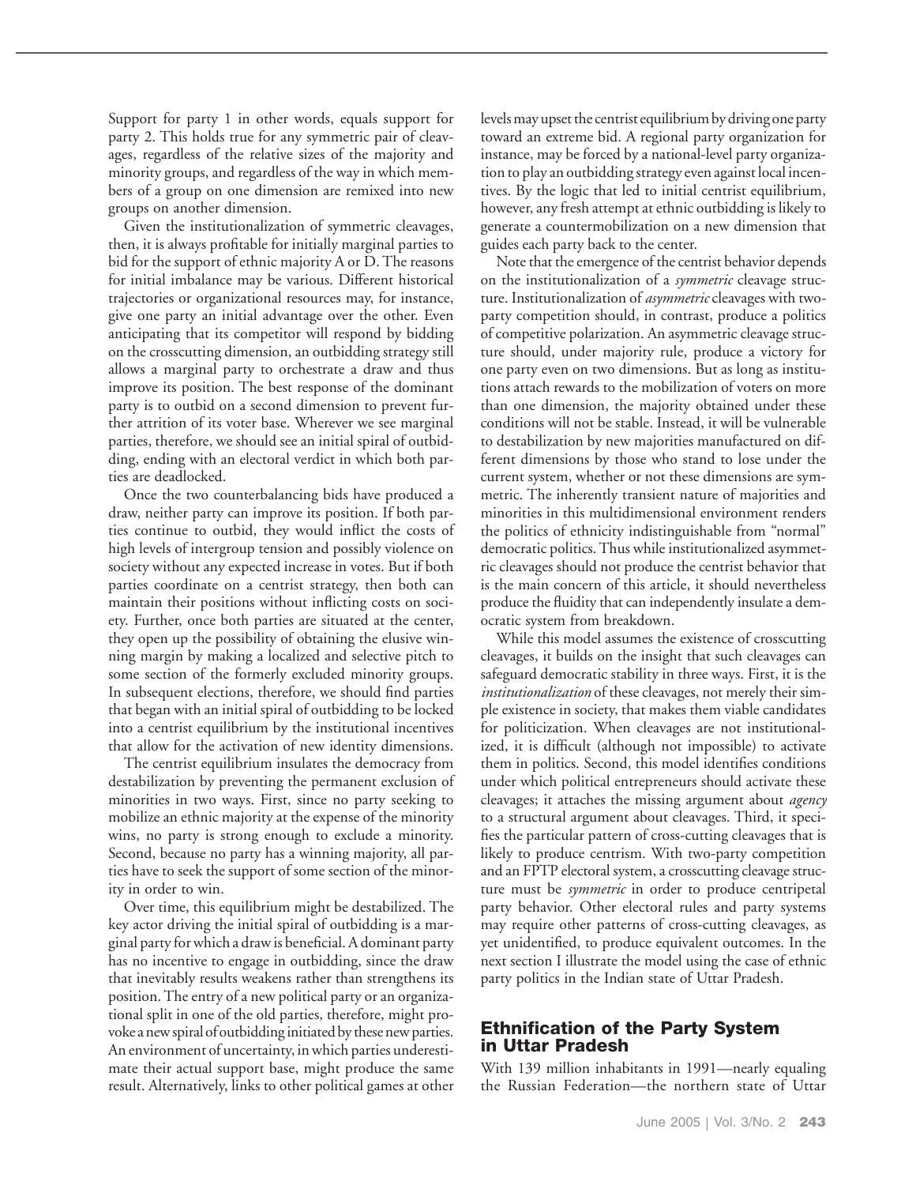Support for party 1 in other words, equals support for party 2. This holds true for any symmetric pair of cleavages, regardless of the relative sizes of the majority and minority groups, and regardless of the way in which members of a group on one dimension are remixed into new groups on another dimension.

Given the institutionalization of symmetric cleavages, then, it is always profitable for initially marginal parties to bid for the support of ethnic majority A or D. The reasons for initial imbalance may be various. Different historical trajectories or organizational resources may, for instance, give one party an initial advantage over the other. Even anticipating that its competitor will respond by bidding on the crosscutting dimension, an outbidding strategy still allows a marginal party to orchestrate a draw and thus improve its position. The best response of the dominant party is to outbid on a second dimension to prevent further attrition of its voter base. Wherever we see marginal parties, therefore, we should see an initial spiral of outbidding, ending with an electoral verdict in which both parties are deadlocked.

Once the two counterbalancing bids have produced a draw, neither party can improve its position. If both parties continue to outbid, they would inflict the costs of high levels of intergroup tension and possibly violence on society without any expected increase in votes. But if both parties coordinate on a centrist strategy, then both can maintain their positions without inflicting costs on society. Further, once both parties are situated at the center, they open up the possibility of obtaining the elusive winning margin by making a localized and selective pitch to some section of the formerly excluded minority groups. In subsequent elections, therefore, we should find parties that began with an initial spiral of outbidding to be locked into a centrist equilibrium by the institutional incentives that allow for the activation of new identity dimensions.

The centrist equilibrium insulates the democracy from destabilization by preventing the permanent exclusion of minorities in two ways. First, since no party seeking to mobilize an ethnic majority at the expense of the minority wins, no party is strong enough to exclude a minority. Second, because no party has a winning majority, all parties have to seek the support of some section of the minority in order to win.

Over time, this equilibrium might be destabilized. The key actor driving the initial spiral of outbidding is a marginal party for which a draw is beneficial. A dominant party has no incentive to engage in outbidding, since the draw that inevitably results weakens rather than strengthens its position. The entry of a new political party or an organizational split in one of the old parties, therefore, might provoke a new spiral of outbidding initiated by these new parties. An environment of uncertainty, in which parties underestimate their actual support base, might produce the same result. Alternatively, links to other political games at other levels may upset the centrist equilibrium by driving one party toward an extreme bid. A regional party organization for instance, may be forced by a national-level party organization to play an outbidding strategy even against local incentives. By the logic that led to initial centrist equilibrium, however, any fresh attempt at ethnic outbidding is likely to generate a countermobilization on a new dimension that guides each party back to the center.

Note that the emergence of the centrist behavior depends on the institutionalization of a *symmetric* cleavage structure. Institutionalization of *asymmetric* cleavages with two-party competition should, in contrast, produce a politics of competitive polarization. An asymmetric cleavage structure should, under majority rule, produce a victory for one party even on two dimensions. But as long as institutions attach rewards to the mobilization of voters on more than one dimension, the majority obtained under these conditions will not be stable. Instead, it will be vulnerable to destabilization by new majorities manufactured on different dimensions by those who stand to lose under the current system, whether or not these dimensions are symmetric. The inherently transient nature of majorities and minorities in this multidimensional environment renders the politics of ethnicity indistinguishable from "normal" democratic politics. Thus while institutionalized asymmetric cleavages should not produce the centrist behavior that is the main concern of this article, it should nevertheless produce the fluidity that can independently insulate a democratic system from breakdown.

While this model assumes the existence of crosscutting cleavages, it builds on the insight that such cleavages can safeguard democratic stability in three ways. First, it is the *institutionalization* of these cleavages, not merely their simple existence in society, that makes them viable candidates for politicization. When cleavages are not institutionalized, it is difficult (although not impossible) to activate them in politics. Second, this model identifies conditions under which political entrepreneurs should activate these cleavages; it attaches the missing argument about *agency* to a structural argument about cleavages. Third, it specifies the particular pattern of cross-cutting cleavages that is likely to produce centrism. With two-party competition and an FPTP electoral system, a crosscutting cleavage structure must be *symmetric* in order to produce centripetal party behavior. Other electoral rules and party systems may require other patterns of cross-cutting cleavages, as yet unidentified, to produce equivalent outcomes. In the next section I illustrate the model using the case of ethnic party politics in the Indian state of Uttar Pradesh.

## Ethnification of the Party System in Uttar Pradesh

With 139 million inhabitants in 1991—nearly equaling the Russian Federation—the northern state of Uttar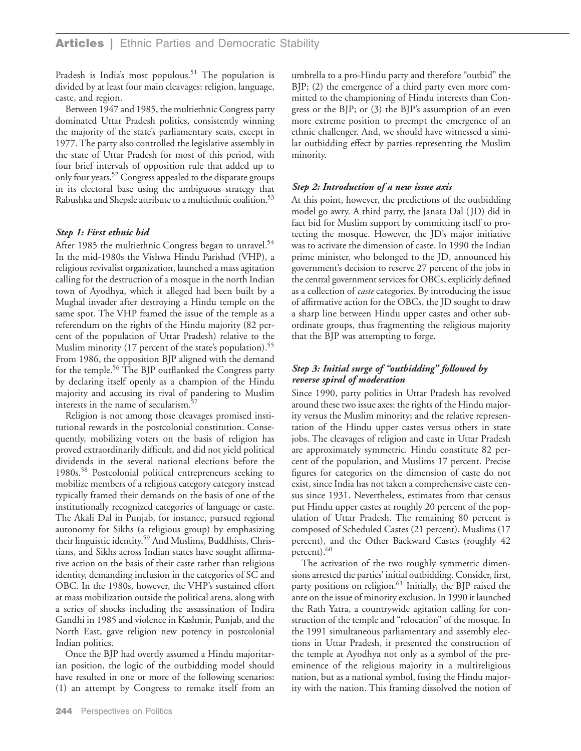Pradesh is India's most populous.[51] The population is divided by at least four main cleavages: religion, language, caste, and region.

Between 1947 and 1985, the multiethnic Congress party dominated Uttar Pradesh politics, consistently winning the majority of the state's parliamentary seats, except in 1977. The party also controlled the legislative assembly in the state of Uttar Pradesh for most of this period, with four brief intervals of opposition rule that added up to only four years.[52] Congress appealed to the disparate groups in its electoral base using the ambiguous strategy that Rabushka and Shepsle attribute to a multiethnic coalition.[53]

### *Step 1: First ethnic bid*

After 1985 the multiethnic Congress began to unravel.[54] In the mid-1980s the Vishwa Hindu Parishad (VHP), a religious revivalist organization, launched a mass agitation calling for the destruction of a mosque in the north Indian town of Ayodhya, which it alleged had been built by a Mughal invader after destroying a Hindu temple on the same spot. The VHP framed the issue of the temple as a referendum on the rights of the Hindu majority (82 percent of the population of Uttar Pradesh) relative to the Muslim minority (17 percent of the state's population).[55] From 1986, the opposition BJP aligned with the demand for the temple.[56] The BJP outflanked the Congress party by declaring itself openly as a champion of the Hindu majority and accusing its rival of pandering to Muslim interests in the name of secularism.[57]

Religion is not among those cleavages promised institutional rewards in the postcolonial constitution. Consequently, mobilizing voters on the basis of religion has proved extraordinarily difficult, and did not yield political dividends in the several national elections before the 1980s.[58] Postcolonial political entrepreneurs seeking to mobilize members of a religious category category instead typically framed their demands on the basis of one of the institutionally recognized categories of language or caste. The Akali Dal in Punjab, for instance, pursued regional autonomy for Sikhs (a religious group) by emphasizing their linguistic identity.[59] And Muslims, Buddhists, Christians, and Sikhs across Indian states have sought affirmative action on the basis of their caste rather than religious identity, demanding inclusion in the categories of SC and OBC. In the 1980s, however, the VHP's sustained effort at mass mobilization outside the political arena, along with a series of shocks including the assassination of Indira Gandhi in 1985 and violence in Kashmir, Punjab, and the North East, gave religion new potency in postcolonial Indian politics.

Once the BJP had overtly assumed a Hindu majoritarian position, the logic of the outbidding model should have resulted in one or more of the following scenarios: (1) an attempt by Congress to remake itself from an umbrella to a pro-Hindu party and therefore "outbid" the BJP; (2) the emergence of a third party even more committed to the championing of Hindu interests than Congress or the BJP; or (3) the BJP's assumption of an even more extreme position to preempt the emergence of an ethnic challenger. And, we should have witnessed a similar outbidding effect by parties representing the Muslim minority.

### *Step 2: Introduction of a new issue axis*

At this point, however, the predictions of the outbidding model go awry. A third party, the Janata Dal (JD) did in fact bid for Muslim support by committing itself to protecting the mosque. However, the JD's major initiative was to activate the dimension of caste. In 1990 the Indian prime minister, who belonged to the JD, announced his government's decision to reserve 27 percent of the jobs in the central government services for OBCs, explicitly defined as a collection of *caste* categories. By introducing the issue of affirmative action for the OBCs, the JD sought to draw a sharp line between Hindu upper castes and other subordinate groups, thus fragmenting the religious majority that the BJP was attempting to forge.

### *Step 3: Initial surge of "outbidding" followed by reverse spiral of moderation*

Since 1990, party politics in Uttar Pradesh has revolved around these two issue axes: the rights of the Hindu majority versus the Muslim minority; and the relative representation of the Hindu upper castes versus others in state jobs. The cleavages of religion and caste in Uttar Pradesh are approximately symmetric. Hindu constitute 82 percent of the population, and Muslims 17 percent. Precise figures for categories on the dimension of caste do not exist, since India has not taken a comprehensive caste census since 1931. Nevertheless, estimates from that census put Hindu upper castes at roughly 20 percent of the population of Uttar Pradesh. The remaining 80 percent is composed of Scheduled Castes (21 percent), Muslims (17 percent), and the Other Backward Castes (roughly 42 percent).[60]

The activation of the two roughly symmetric dimensions arrested the parties' initial outbidding. Consider, first, party positions on religion.[61] Initially, the BJP raised the ante on the issue of minority exclusion. In 1990 it launched the Rath Yatra, a countrywide agitation calling for construction of the temple and "relocation" of the mosque. In the 1991 simultaneous parliamentary and assembly elections in Uttar Pradesh, it presented the construction of the temple at Ayodhya not only as a symbol of the preeminence of the religious majority in a multireligious nation, but as a national symbol, fusing the Hindu majority with the nation. This framing dissolved the notion of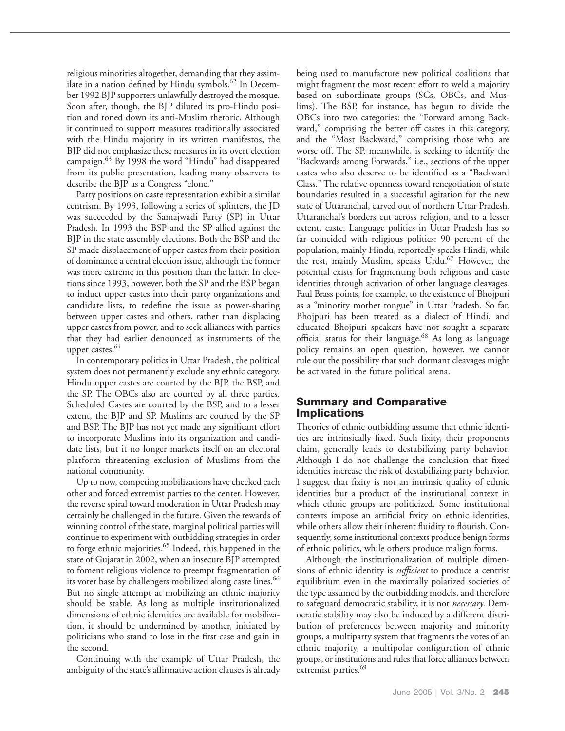religious minorities altogether, demanding that they assimilate in a nation defined by Hindu symbols.[62] In December 1992 BJP supporters unlawfully destroyed the mosque. Soon after, though, the BJP diluted its pro-Hindu position and toned down its anti-Muslim rhetoric. Although it continued to support measures traditionally associated with the Hindu majority in its written manifestos, the BJP did not emphasize these measures in its overt election campaign.[63] By 1998 the word "Hindu" had disappeared from its public presentation, leading many observers to describe the BJP as a Congress "clone."

Party positions on caste representation exhibit a similar centrism. By 1993, following a series of splinters, the JD was succeeded by the Samajwadi Party (SP) in Uttar Pradesh. In 1993 the BSP and the SP allied against the BJP in the state assembly elections. Both the BSP and the SP made displacement of upper castes from their position of dominance a central election issue, although the former was more extreme in this position than the latter. In elections since 1993, however, both the SP and the BSP began to induct upper castes into their party organizations and candidate lists, to redefine the issue as power-sharing between upper castes and others, rather than displacing upper castes from power, and to seek alliances with parties that they had earlier denounced as instruments of the upper castes.[64]

In contemporary politics in Uttar Pradesh, the political system does not permanently exclude any ethnic category. Hindu upper castes are courted by the BJP, the BSP, and the SP. The OBCs also are courted by all three parties. Scheduled Castes are courted by the BSP, and to a lesser extent, the BJP and SP. Muslims are courted by the SP and BSP. The BJP has not yet made any significant effort to incorporate Muslims into its organization and candidate lists, but it no longer markets itself on an electoral platform threatening exclusion of Muslims from the national community.

Up to now, competing mobilizations have checked each other and forced extremist parties to the center. However, the reverse spiral toward moderation in Uttar Pradesh may certainly be challenged in the future. Given the rewards of winning control of the state, marginal political parties will continue to experiment with outbidding strategies in order to forge ethnic majorities.[65] Indeed, this happened in the state of Gujarat in 2002, when an insecure BJP attempted to foment religious violence to preempt fragmentation of its voter base by challengers mobilized along caste lines.[66] But no single attempt at mobilizing an ethnic majority should be stable. As long as multiple institutionalized dimensions of ethnic identities are available for mobilization, it should be undermined by another, initiated by politicians who stand to lose in the first case and gain in the second.

Continuing with the example of Uttar Pradesh, the ambiguity of the state's affirmative action clauses is already being used to manufacture new political coalitions that might fragment the most recent effort to weld a majority based on subordinate groups (SCs, OBCs, and Muslims). The BSP, for instance, has begun to divide the OBCs into two categories: the "Forward among Backward," comprising the better off castes in this category, and the "Most Backward," comprising those who are worse off. The SP, meanwhile, is seeking to identify the "Backwards among Forwards," i.e., sections of the upper castes who also deserve to be identified as a "Backward Class." The relative openness toward renegotiation of state boundaries resulted in a successful agitation for the new state of Uttaranchal, carved out of northern Uttar Pradesh. Uttaranchal's borders cut across religion, and to a lesser extent, caste. Language politics in Uttar Pradesh has so far coincided with religious politics: 90 percent of the population, mainly Hindu, reportedly speaks Hindi, while the rest, mainly Muslim, speaks Urdu.[67] However, the potential exists for fragmenting both religious and caste identities through activation of other language cleavages. Paul Brass points, for example, to the existence of Bhojpuri as a "minority mother tongue" in Uttar Pradesh. So far, Bhojpuri has been treated as a dialect of Hindi, and educated Bhojpuri speakers have not sought a separate official status for their language.[68] As long as language policy remains an open question, however, we cannot rule out the possibility that such dormant cleavages might be activated in the future political arena.

## Summary and Comparative Implications

Theories of ethnic outbidding assume that ethnic identities are intrinsically fixed. Such fixity, their proponents claim, generally leads to destabilizing party behavior. Although I do not challenge the conclusion that fixed identities increase the risk of destabilizing party behavior, I suggest that fixity is not an intrinsic quality of ethnic identities but a product of the institutional context in which ethnic groups are politicized. Some institutional contexts impose an artificial fixity on ethnic identities, while others allow their inherent fluidity to flourish. Consequently, some institutional contexts produce benign forms of ethnic politics, while others produce malign forms.

Although the institutionalization of multiple dimensions of ethnic identity is *sufficient* to produce a centrist equilibrium even in the maximally polarized societies of the type assumed by the outbidding models, and therefore to safeguard democratic stability, it is not *necessary*. Democratic stability may also be induced by a different distribution of preferences between majority and minority groups, a multiparty system that fragments the votes of an ethnic majority, a multipolar configuration of ethnic groups, or institutions and rules that force alliances between extremist parties.[69]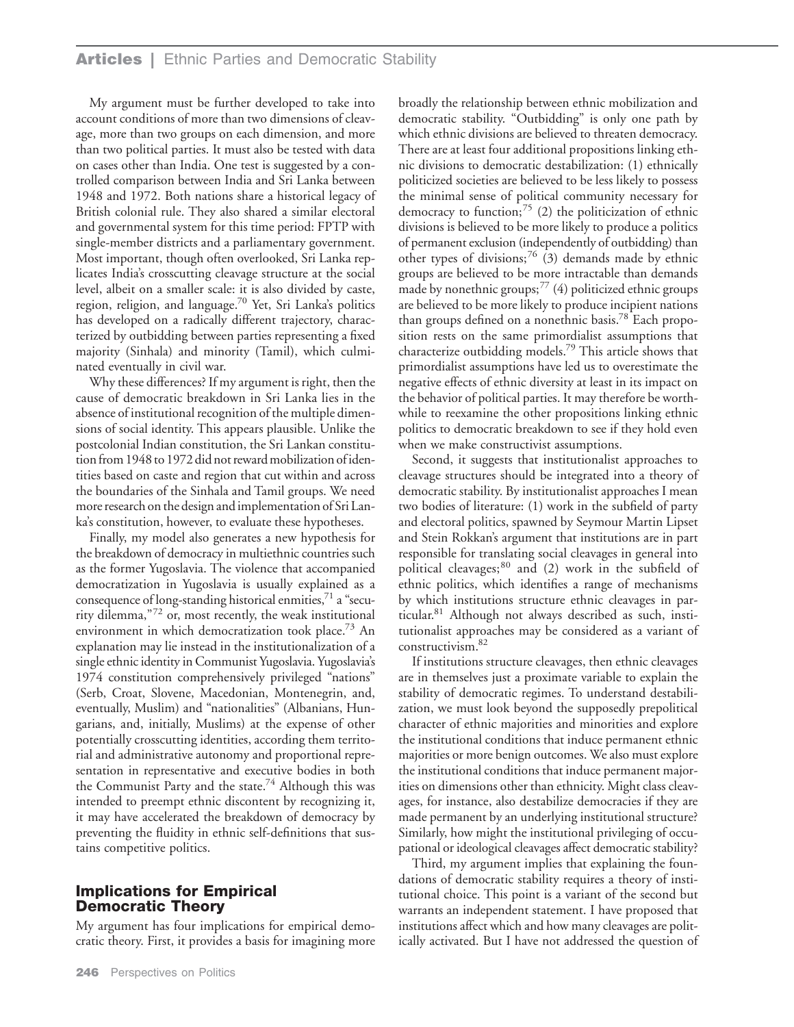My argument must be further developed to take into account conditions of more than two dimensions of cleavage, more than two groups on each dimension, and more than two political parties. It must also be tested with data on cases other than India. One test is suggested by a controlled comparison between India and Sri Lanka between 1948 and 1972. Both nations share a historical legacy of British colonial rule. They also shared a similar electoral and governmental system for this time period: FPTP with single-member districts and a parliamentary government. Most important, though often overlooked, Sri Lanka replicates India's crosscutting cleavage structure at the social level, albeit on a smaller scale: it is also divided by caste, region, religion, and language.[70] Yet, Sri Lanka's politics has developed on a radically different trajectory, characterized by outbidding between parties representing a fixed majority (Sinhala) and minority (Tamil), which culminated eventually in civil war.

Why these differences? If my argument is right, then the cause of democratic breakdown in Sri Lanka lies in the absence of institutional recognition of the multiple dimensions of social identity. This appears plausible. Unlike the postcolonial Indian constitution, the Sri Lankan constitution from 1948 to 1972 did not reward mobilization of identities based on caste and region that cut within and across the boundaries of the Sinhala and Tamil groups. We need more research on the design and implementation of Sri Lanka's constitution, however, to evaluate these hypotheses.

Finally, my model also generates a new hypothesis for the breakdown of democracy in multiethnic countries such as the former Yugoslavia. The violence that accompanied democratization in Yugoslavia is usually explained as a consequence of long-standing historical enmities,[71] a "security dilemma,"[72] or, most recently, the weak institutional environment in which democratization took place.[73] An explanation may lie instead in the institutionalization of a single ethnic identity in Communist Yugoslavia. Yugoslavia's 1974 constitution comprehensively privileged "nations" (Serb, Croat, Slovene, Macedonian, Montenegrin, and, eventually, Muslim) and "nationalities" (Albanians, Hungarians, and, initially, Muslims) at the expense of other potentially crosscutting identities, according them territorial and administrative autonomy and proportional representation in representative and executive bodies in both the Communist Party and the state.[74] Although this was intended to preempt ethnic discontent by recognizing it, it may have accelerated the breakdown of democracy by preventing the fluidity in ethnic self-definitions that sustains competitive politics.

## Implications for Empirical Democratic Theory

My argument has four implications for empirical democratic theory. First, it provides a basis for imagining more broadly the relationship between ethnic mobilization and democratic stability. "Outbidding" is only one path by which ethnic divisions are believed to threaten democracy. There are at least four additional propositions linking ethnic divisions to democratic destabilization: (1) ethnically politicized societies are believed to be less likely to possess the minimal sense of political community necessary for democracy to function;[75] (2) the politicization of ethnic divisions is believed to be more likely to produce a politics of permanent exclusion (independently of outbidding) than other types of divisions;[76] (3) demands made by ethnic groups are believed to be more intractable than demands made by nonethnic groups;[77] (4) politicized ethnic groups are believed to be more likely to produce incipient nations than groups defined on a nonethnic basis.[78] Each proposition rests on the same primordialist assumptions that characterize outbidding models.[79] This article shows that primordialist assumptions have led us to overestimate the negative effects of ethnic diversity at least in its impact on the behavior of political parties. It may therefore be worthwhile to reexamine the other propositions linking ethnic politics to democratic breakdown to see if they hold even when we make constructivist assumptions.

Second, it suggests that institutionalist approaches to cleavage structures should be integrated into a theory of democratic stability. By institutionalist approaches I mean two bodies of literature: (1) work in the subfield of party and electoral politics, spawned by Seymour Martin Lipset and Stein Rokkan's argument that institutions are in part responsible for translating social cleavages in general into political cleavages;[80] and (2) work in the subfield of ethnic politics, which identifies a range of mechanisms by which institutions structure ethnic cleavages in particular.[81] Although not always described as such, institutionalist approaches may be considered as a variant of constructivism.[82]

If institutions structure cleavages, then ethnic cleavages are in themselves just a proximate variable to explain the stability of democratic regimes. To understand destabilization, we must look beyond the supposedly prepolitical character of ethnic majorities and minorities and explore the institutional conditions that induce permanent ethnic majorities or more benign outcomes. We also must explore the institutional conditions that induce permanent majorities on dimensions other than ethnicity. Might class cleavages, for instance, also destabilize democracies if they are made permanent by an underlying institutional structure? Similarly, how might the institutional privileging of occupational or ideological cleavages affect democratic stability?

Third, my argument implies that explaining the foundations of democratic stability requires a theory of institutional choice. This point is a variant of the second but warrants an independent statement. I have proposed that institutions affect which and how many cleavages are politically activated. But I have not addressed the question of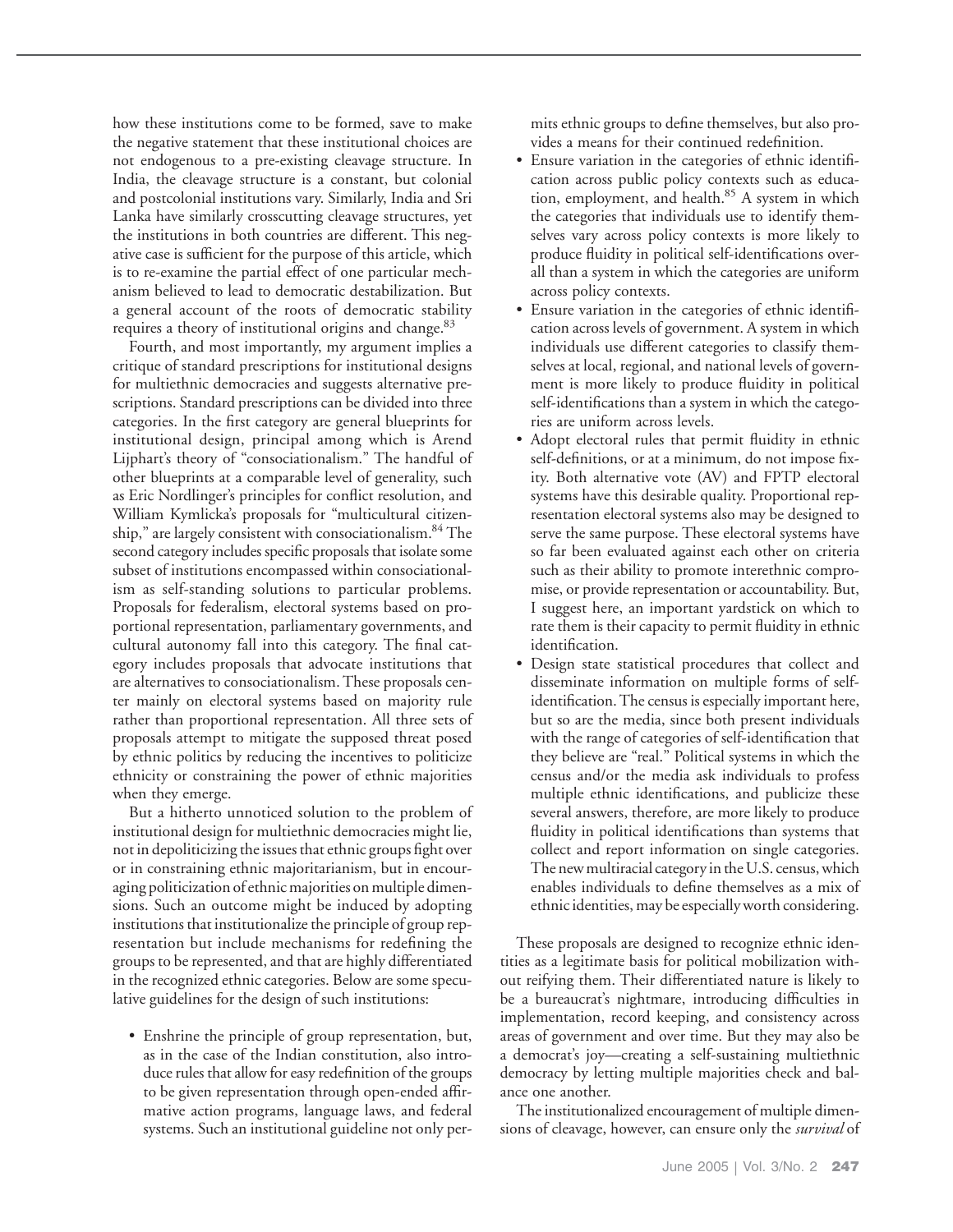how these institutions come to be formed, save to make the negative statement that these institutional choices are not endogenous to a pre-existing cleavage structure. In India, the cleavage structure is a constant, but colonial and postcolonial institutions vary. Similarly, India and Sri Lanka have similarly crosscutting cleavage structures, yet the institutions in both countries are different. This negative case is sufficient for the purpose of this article, which is to re-examine the partial effect of one particular mechanism believed to lead to democratic destabilization. But a general account of the roots of democratic stability requires a theory of institutional origins and change.[83]

Fourth, and most importantly, my argument implies a critique of standard prescriptions for institutional designs for multiethnic democracies and suggests alternative prescriptions. Standard prescriptions can be divided into three categories. In the first category are general blueprints for institutional design, principal among which is Arend Lijphart's theory of "consociationalism." The handful of other blueprints at a comparable level of generality, such as Eric Nordlinger's principles for conflict resolution, and William Kymlicka's proposals for "multicultural citizenship," are largely consistent with consociationalism.[84] The second category includes specific proposals that isolate some subset of institutions encompassed within consociationalism as self-standing solutions to particular problems. Proposals for federalism, electoral systems based on proportional representation, parliamentary governments, and cultural autonomy fall into this category. The final category includes proposals that advocate institutions that are alternatives to consociationalism. These proposals center mainly on electoral systems based on majority rule rather than proportional representation. All three sets of proposals attempt to mitigate the supposed threat posed by ethnic politics by reducing the incentives to politicize ethnicity or constraining the power of ethnic majorities when they emerge.

But a hitherto unnoticed solution to the problem of institutional design for multiethnic democracies might lie, not in depoliticizing the issues that ethnic groups fight over or in constraining ethnic majoritarianism, but in encouraging politicization of ethnic majorities on multiple dimensions. Such an outcome might be induced by adopting institutions that institutionalize the principle of group representation but include mechanisms for redefining the groups to be represented, and that are highly differentiated in the recognized ethnic categories. Below are some speculative guidelines for the design of such institutions:

- Enshrine the principle of group representation, but, as in the case of the Indian constitution, also introduce rules that allow for easy redefinition of the groups to be given representation through open-ended affirmative action programs, language laws, and federal systems. Such an institutional guideline not only permits ethnic groups to define themselves, but also provides a means for their continued redefinition.
- Ensure variation in the categories of ethnic identification across public policy contexts such as education, employment, and health.[85] A system in which the categories that individuals use to identify themselves vary across policy contexts is more likely to produce fluidity in political self-identifications overall than a system in which the categories are uniform across policy contexts.
- Ensure variation in the categories of ethnic identification across levels of government. A system in which individuals use different categories to classify themselves at local, regional, and national levels of government is more likely to produce fluidity in political self-identifications than a system in which the categories are uniform across levels.
- Adopt electoral rules that permit fluidity in ethnic self-definitions, or at a minimum, do not impose fixity. Both alternative vote (AV) and FPTP electoral systems have this desirable quality. Proportional representation electoral systems also may be designed to serve the same purpose. These electoral systems have so far been evaluated against each other on criteria such as their ability to promote interethnic compromise, or provide representation or accountability. But, I suggest here, an important yardstick on which to rate them is their capacity to permit fluidity in ethnic identification.
- Design state statistical procedures that collect and disseminate information on multiple forms of self-identification. The census is especially important here, but so are the media, since both present individuals with the range of categories of self-identification that they believe are "real." Political systems in which the census and/or the media ask individuals to profess multiple ethnic identifications, and publicize these several answers, therefore, are more likely to produce fluidity in political identifications than systems that collect and report information on single categories. The new multiracial category in the U.S. census, which enables individuals to define themselves as a mix of ethnic identities, may be especially worth considering.

These proposals are designed to recognize ethnic identities as a legitimate basis for political mobilization without reifying them. Their differentiated nature is likely to be a bureaucrat's nightmare, introducing difficulties in implementation, record keeping, and consistency across areas of government and over time. But they may also be a democrat's joy—creating a self-sustaining multiethnic democracy by letting multiple majorities check and balance one another.

The institutionalized encouragement of multiple dimensions of cleavage, however, can ensure only the *survival* of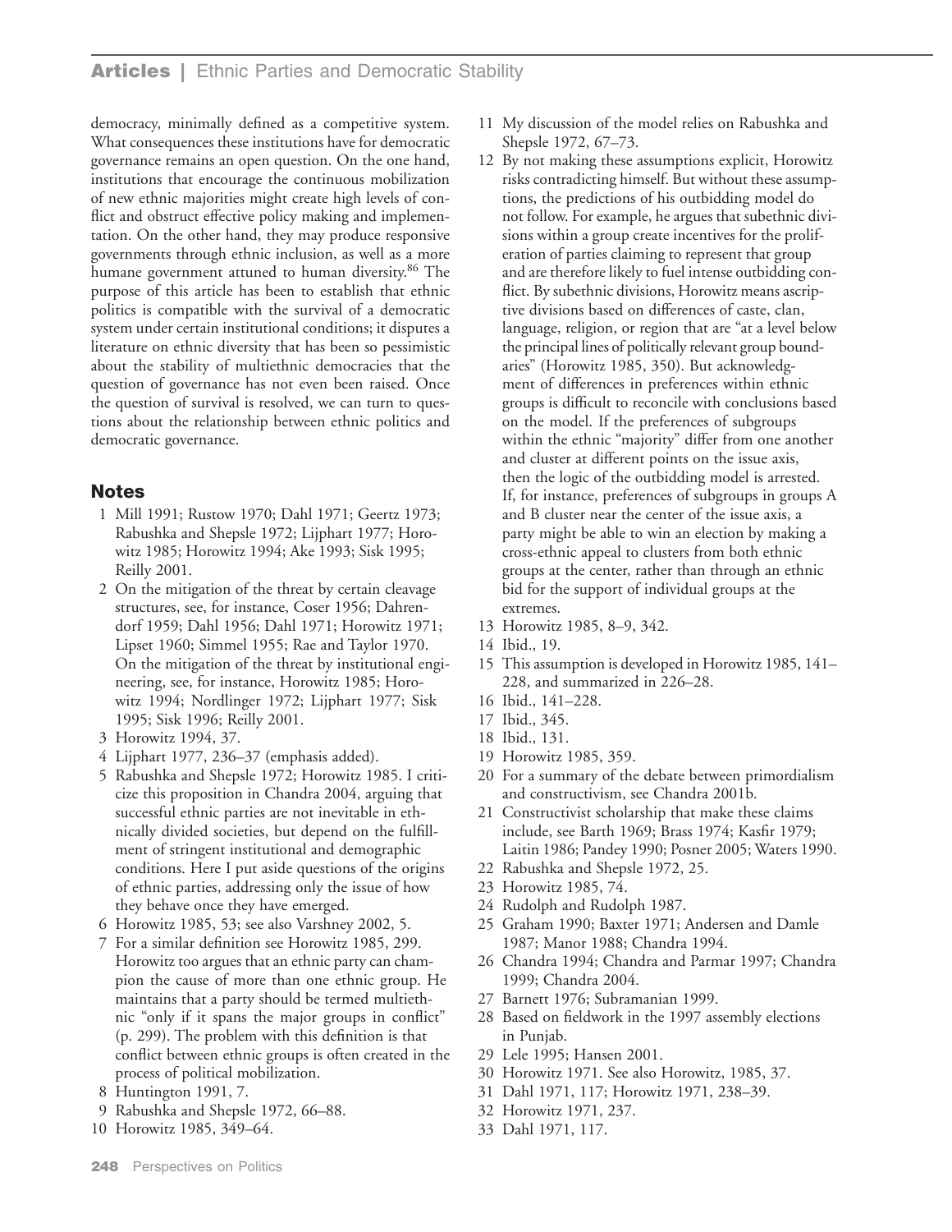democracy, minimally defined as a competitive system. What consequences these institutions have for democratic governance remains an open question. On the one hand, institutions that encourage the continuous mobilization of new ethnic majorities might create high levels of conflict and obstruct effective policy making and implementation. On the other hand, they may produce responsive governments through ethnic inclusion, as well as a more humane government attuned to human diversity.[86] The purpose of this article has been to establish that ethnic politics is compatible with the survival of a democratic system under certain institutional conditions; it disputes a literature on ethnic diversity that has been so pessimistic about the stability of multiethnic democracies that the question of governance has not even been raised. Once the question of survival is resolved, we can turn to questions about the relationship between ethnic politics and democratic governance.

## Notes

1. Mill 1991; Rustow 1970; Dahl 1971; Geertz 1973; Rabushka and Shepsle 1972; Lijphart 1977; Horowitz 1985; Horowitz 1994; Ake 1993; Sisk 1995; Reilly 2001.
2. On the mitigation of the threat by certain cleavage structures, see, for instance, Coser 1956; Dahrendorf 1959; Dahl 1956; Dahl 1971; Horowitz 1971; Lipset 1960; Simmel 1955; Rae and Taylor 1970. On the mitigation of the threat by institutional engineering, see, for instance, Horowitz 1985; Horowitz 1994; Nordlinger 1972; Lijphart 1977; Sisk 1995; Sisk 1996; Reilly 2001.
3. Horowitz 1994, 37.
4. Lijphart 1977, 236–37 (emphasis added).
5. Rabushka and Shepsle 1972; Horowitz 1985. I criticize this proposition in Chandra 2004, arguing that successful ethnic parties are not inevitable in ethnically divided societies, but depend on the fulfillment of stringent institutional and demographic conditions. Here I put aside questions of the origins of ethnic parties, addressing only the issue of how they behave once they have emerged.
6. Horowitz 1985, 53; see also Varshney 2002, 5.
7. For a similar definition see Horowitz 1985, 299. Horowitz too argues that an ethnic party can champion the cause of more than one ethnic group. He maintains that a party should be termed multiethnic "only if it spans the major groups in conflict" (p. 299). The problem with this definition is that conflict between ethnic groups is often created in the process of political mobilization.
8. Huntington 1991, 7.
9. Rabushka and Shepsle 1972, 66–88.
10. Horowitz 1985, 349–64.
11. My discussion of the model relies on Rabushka and Shepsle 1972, 67–73.
12. By not making these assumptions explicit, Horowitz risks contradicting himself. But without these assumptions, the predictions of his outbidding model do not follow. For example, he argues that subethnic divisions within a group create incentives for the proliferation of parties claiming to represent that group and are therefore likely to fuel intense outbidding conflict. By subethnic divisions, Horowitz means ascriptive divisions based on differences of caste, clan, language, religion, or region that are "at a level below the principal lines of politically relevant group boundaries" (Horowitz 1985, 350). But acknowledgment of differences in preferences within ethnic groups is difficult to reconcile with conclusions based on the model. If the preferences of subgroups within the ethnic "majority" differ from one another and cluster at different points on the issue axis, then the logic of the outbidding model is arrested. If, for instance, preferences of subgroups in groups A and B cluster near the center of the issue axis, a party might be able to win an election by making a cross-ethnic appeal to clusters from both ethnic groups at the center, rather than through an ethnic bid for the support of individual groups at the extremes.
13. Horowitz 1985, 8–9, 342.
14. Ibid., 19.
15. This assumption is developed in Horowitz 1985, 141–228, and summarized in 226–28.
16. Ibid., 141–228.
17. Ibid., 345.
18. Ibid., 131.
19. Horowitz 1985, 359.
20. For a summary of the debate between primordialism and constructivism, see Chandra 2001b.
21. Constructivist scholarship that make these claims include, see Barth 1969; Brass 1974; Kasfir 1979; Laitin 1986; Pandey 1990; Posner 2005; Waters 1990.
22. Rabushka and Shepsle 1972, 25.
23. Horowitz 1985, 74.
24. Rudolph and Rudolph 1987.
25. Graham 1990; Baxter 1971; Andersen and Damle 1987; Manor 1988; Chandra 1994.
26. Chandra 1994; Chandra and Parmar 1997; Chandra 1999; Chandra 2004.
27. Barnett 1976; Subramanian 1999.
28. Based on fieldwork in the 1997 assembly elections in Punjab.
29. Lele 1995; Hansen 2001.
30. Horowitz 1971. See also Horowitz, 1985, 37.
31. Dahl 1971, 117; Horowitz 1971, 238–39.
32. Horowitz 1971, 237.
33. Dahl 1971, 117.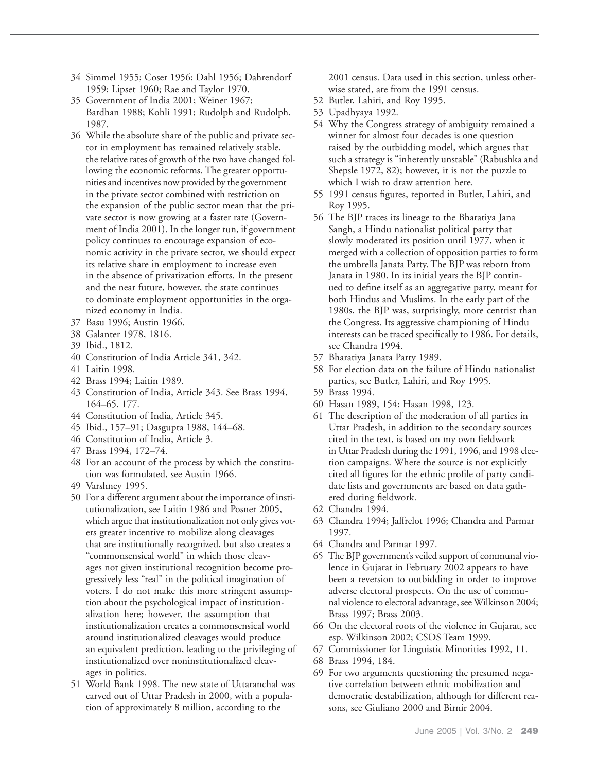34 Simmel 1955; Coser 1956; Dahl 1956; Dahrendorf 1959; Lipset 1960; Rae and Taylor 1970.

35 Government of India 2001; Weiner 1967; Bardhan 1988; Kohli 1991; Rudolph and Rudolph, 1987.

36 While the absolute share of the public and private sector in employment has remained relatively stable, the relative rates of growth of the two have changed following the economic reforms. The greater opportunities and incentives now provided by the government in the private sector combined with restriction on the expansion of the public sector mean that the private sector is now growing at a faster rate (Government of India 2001). In the longer run, if government policy continues to encourage expansion of economic activity in the private sector, we should expect its relative share in employment to increase even in the absence of privatization efforts. In the present and the near future, however, the state continues to dominate employment opportunities in the organized economy in India.

37 Basu 1996; Austin 1966.

38 Galanter 1978, 1816.

39 Ibid., 1812.

40 Constitution of India Article 341, 342.

41 Laitin 1998.

42 Brass 1994; Laitin 1989.

43 Constitution of India, Article 343. See Brass 1994, 164–65, 177.

44 Constitution of India, Article 345.

45 Ibid., 157–91; Dasgupta 1988, 144–68.

46 Constitution of India, Article 3.

47 Brass 1994, 172–74.

48 For an account of the process by which the constitution was formulated, see Austin 1966.

49 Varshney 1995.

50 For a different argument about the importance of institutionalization, see Laitin 1986 and Posner 2005, which argue that institutionalization not only gives voters greater incentive to mobilize along cleavages that are institutionally recognized, but also creates a "commonsensical world" in which those cleavages not given institutional recognition become progressively less "real" in the political imagination of voters. I do not make this more stringent assumption about the psychological impact of institutionalization here; however, the assumption that institutionalization creates a commonsensical world around institutionalized cleavages would produce an equivalent prediction, leading to the privileging of institutionalized over noninstitutionalized cleavages in politics.

51 World Bank 1998. The new state of Uttaranchal was carved out of Uttar Pradesh in 2000, with a population of approximately 8 million, according to the 2001 census. Data used in this section, unless otherwise stated, are from the 1991 census.

52 Butler, Lahiri, and Roy 1995.

53 Upadhyaya 1992.

54 Why the Congress strategy of ambiguity remained a winner for almost four decades is one question raised by the outbidding model, which argues that such a strategy is "inherently unstable" (Rabushka and Shepsle 1972, 82); however, it is not the puzzle to which I wish to draw attention here.

55 1991 census figures, reported in Butler, Lahiri, and Roy 1995.

56 The BJP traces its lineage to the Bharatiya Jana Sangh, a Hindu nationalist political party that slowly moderated its position until 1977, when it merged with a collection of opposition parties to form the umbrella Janata Party. The BJP was reborn from Janata in 1980. In its initial years the BJP continued to define itself as an aggregative party, meant for both Hindus and Muslims. In the early part of the 1980s, the BJP was, surprisingly, more centrist than the Congress. Its aggressive championing of Hindu interests can be traced specifically to 1986. For details, see Chandra 1994.

57 Bharatiya Janata Party 1989.

58 For election data on the failure of Hindu nationalist parties, see Butler, Lahiri, and Roy 1995.

59 Brass 1994.

60 Hasan 1989, 154; Hasan 1998, 123.

61 The description of the moderation of all parties in Uttar Pradesh, in addition to the secondary sources cited in the text, is based on my own fieldwork in Uttar Pradesh during the 1991, 1996, and 1998 election campaigns. Where the source is not explicitly cited all figures for the ethnic profile of party candidate lists and governments are based on data gathered during fieldwork.

62 Chandra 1994.

63 Chandra 1994; Jaffrelot 1996; Chandra and Parmar 1997.

64 Chandra and Parmar 1997.

65 The BJP government's veiled support of communal violence in Gujarat in February 2002 appears to have been a reversion to outbidding in order to improve adverse electoral prospects. On the use of communal violence to electoral advantage, see Wilkinson 2004; Brass 1997; Brass 2003.

66 On the electoral roots of the violence in Gujarat, see esp. Wilkinson 2002; CSDS Team 1999.

67 Commissioner for Linguistic Minorities 1992, 11.

68 Brass 1994, 184.

69 For two arguments questioning the presumed negative correlation between ethnic mobilization and democratic destabilization, although for different reasons, see Giuliano 2000 and Birnir 2004.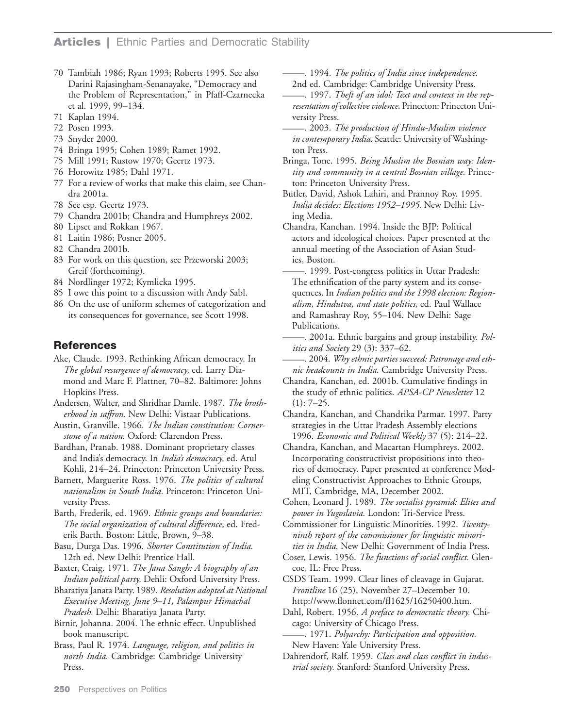70 Tambiah 1986; Ryan 1993; Roberts 1995. See also Darini Rajasingham-Senanayake, "Democracy and the Problem of Representation," in Pfaff-Czarnecka et al. 1999, 99–134.
71 Kaplan 1994.
72 Posen 1993.
73 Snyder 2000.
74 Bringa 1995; Cohen 1989; Ramet 1992.
75 Mill 1991; Rustow 1970; Geertz 1973.
76 Horowitz 1985; Dahl 1971.
77 For a review of works that make this claim, see Chandra 2001a.
78 See esp. Geertz 1973.
79 Chandra 2001b; Chandra and Humphreys 2002.
80 Lipset and Rokkan 1967.
81 Laitin 1986; Posner 2005.
82 Chandra 2001b.
83 For work on this question, see Przeworski 2003; Greif (forthcoming).
84 Nordlinger 1972; Kymlicka 1995.
85 I owe this point to a discussion with Andy Sabl.
86 On the use of uniform schemes of categorization and its consequences for governance, see Scott 1998.

## References

Ake, Claude. 1993. Rethinking African democracy. In *The global resurgence of democracy,* ed. Larry Diamond and Marc F. Plattner, 70–82. Baltimore: Johns Hopkins Press.

Andersen, Walter, and Shridhar Damle. 1987. *The brotherhood in saffron.* New Delhi: Vistaar Publications.

Austin, Granville. 1966. *The Indian constitution: Cornerstone of a nation.* Oxford: Clarendon Press.

Bardhan, Pranab. 1988. Dominant proprietary classes and India's democracy. In *India's democracy,* ed. Atul Kohli, 214–24. Princeton: Princeton University Press.

Barnett, Marguerite Ross. 1976. *The politics of cultural nationalism in South India.* Princeton: Princeton University Press.

Barth, Frederik, ed. 1969. *Ethnic groups and boundaries: The social organization of cultural difference,* ed. Frederik Barth. Boston: Little, Brown, 9–38.

Basu, Durga Das. 1996. *Shorter Constitution of India.* 12th ed. New Delhi: Prentice Hall.

Baxter, Craig. 1971. *The Jana Sangh: A biography of an Indian political party.* Dehli: Oxford University Press.

Bharatiya Janata Party. 1989. *Resolution adopted at National Executive Meeting, June 9–11, Palampur Himachal Pradesh.* Delhi: Bharatiya Janata Party.

Birnir, Johanna. 2004. The ethnic effect. Unpublished book manuscript.

Brass, Paul R. 1974. *Language, religion, and politics in north India.* Cambridge: Cambridge University Press.

———. 1994. *The politics of India since independence.* 2nd ed. Cambridge: Cambridge University Press.

———. 1997. *Theft of an idol: Text and context in the representation of collective violence.* Princeton: Princeton University Press.

———. 2003. *The production of Hindu-Muslim violence in contemporary India.* Seattle: University of Washington Press.

Bringa, Tone. 1995. *Being Muslim the Bosnian way: Identity and community in a central Bosnian village.* Princeton: Princeton University Press.

Butler, David, Ashok Lahiri, and Prannoy Roy. 1995. *India decides: Elections 1952–1995.* New Delhi: Living Media.

Chandra, Kanchan. 1994. Inside the BJP: Political actors and ideological choices. Paper presented at the annual meeting of the Association of Asian Studies, Boston.

———. 1999. Post-congress politics in Uttar Pradesh: The ethnification of the party system and its consequences. In *Indian politics and the 1998 election: Regionalism, Hindutva, and state politics,* ed. Paul Wallace and Ramashray Roy, 55–104. New Delhi: Sage Publications.

———. 2001a. Ethnic bargains and group instability. *Politics and Society* 29 (3): 337–62.

———. 2004. *Why ethnic parties succeed: Patronage and ethnic headcounts in India.* Cambridge University Press.

Chandra, Kanchan, ed. 2001b. Cumulative findings in the study of ethnic politics. *APSA-CP Newsletter* 12 (1): 7–25.

Chandra, Kanchan, and Chandrika Parmar. 1997. Party strategies in the Uttar Pradesh Assembly elections 1996. *Economic and Political Weekly* 37 (5): 214–22.

Chandra, Kanchan, and Macartan Humphreys. 2002. Incorporating constructivist propositions into theories of democracy. Paper presented at conference Modeling Constructivist Approaches to Ethnic Groups, MIT, Cambridge, MA, December 2002.

Cohen, Leonard J. 1989. *The socialist pyramid: Elites and power in Yugoslavia.* London: Tri-Service Press.

Commissioner for Linguistic Minorities. 1992. *Twenty-ninth report of the commissioner for linguistic minorities in India.* New Delhi: Government of India Press.

Coser, Lewis. 1956. *The functions of social conflict.* Glencoe, IL: Free Press.

CSDS Team. 1999. Clear lines of cleavage in Gujarat. *Frontline* 16 (25), November 27–December 10. http://www.flonnet.com/fl1625/16250400.htm.

Dahl, Robert. 1956. *A preface to democratic theory.* Chicago: University of Chicago Press.

———. 1971. *Polyarchy: Participation and opposition.* New Haven: Yale University Press.

Dahrendorf, Ralf. 1959. *Class and class conflict in industrial society.* Stanford: Stanford University Press.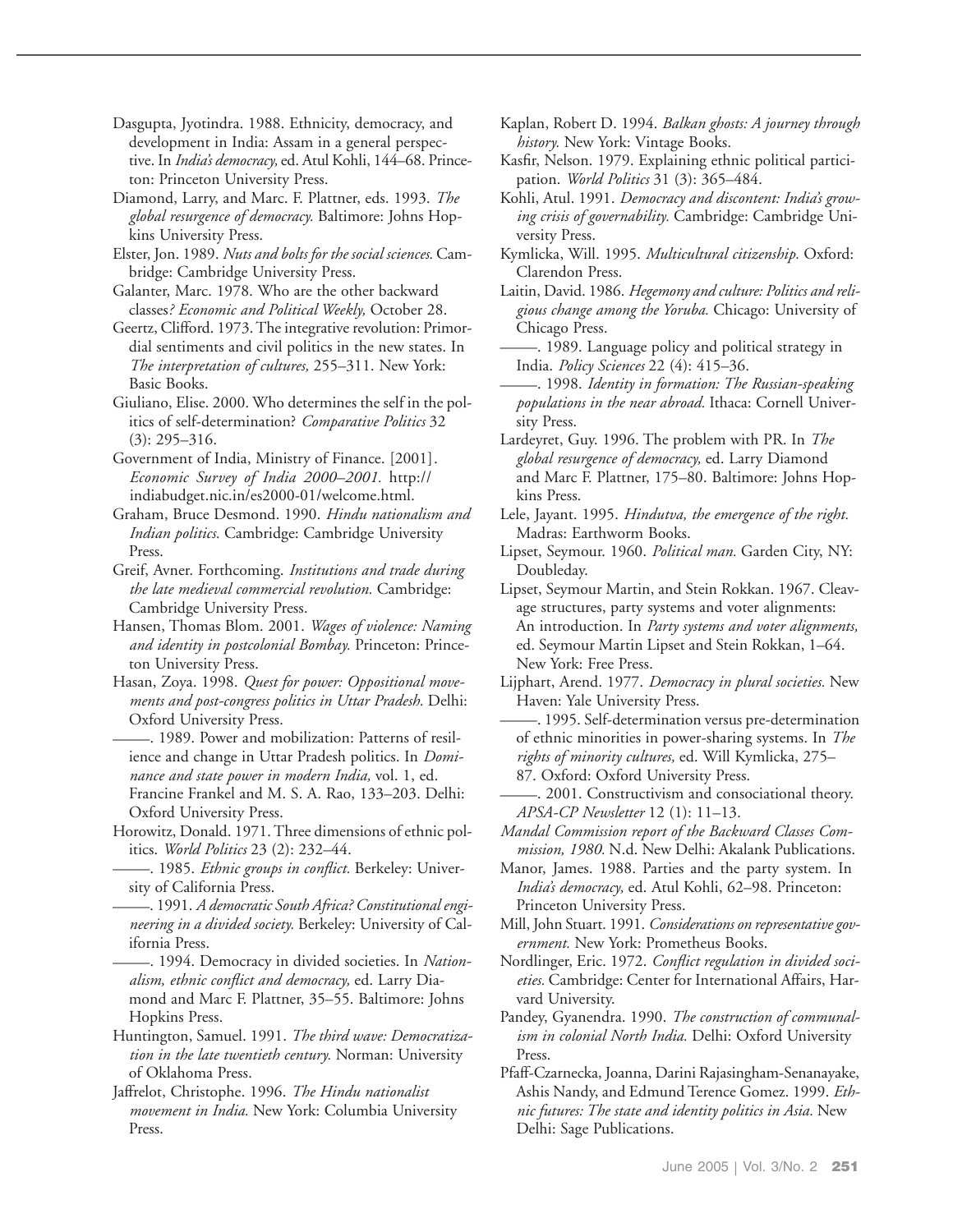Dasgupta, Jyotindra. 1988. Ethnicity, democracy, and development in India: Assam in a general perspective. In *India's democracy,* ed. Atul Kohli, 144–68. Princeton: Princeton University Press.

Diamond, Larry, and Marc. F. Plattner, eds. 1993. *The global resurgence of democracy.* Baltimore: Johns Hopkins University Press.

Elster, Jon. 1989. *Nuts and bolts for the social sciences.* Cambridge: Cambridge University Press.

Galanter, Marc. 1978. Who are the other backward classes*? Economic and Political Weekly,* October 28.

Geertz, Clifford. 1973. The integrative revolution: Primordial sentiments and civil politics in the new states. In *The interpretation of cultures,* 255–311. New York: Basic Books.

Giuliano, Elise. 2000. Who determines the self in the politics of self-determination? *Comparative Politics* 32 (3): 295–316.

Government of India, Ministry of Finance. [2001]. *Economic Survey of India 2000–2001.* http://indiabudget.nic.in/es2000-01/welcome.html.

Graham, Bruce Desmond. 1990. *Hindu nationalism and Indian politics.* Cambridge: Cambridge University Press.

Greif, Avner. Forthcoming. *Institutions and trade during the late medieval commercial revolution.* Cambridge: Cambridge University Press.

Hansen, Thomas Blom. 2001. *Wages of violence: Naming and identity in postcolonial Bombay.* Princeton: Princeton University Press.

Hasan, Zoya. 1998. *Quest for power: Oppositional movements and post-congress politics in Uttar Pradesh.* Delhi: Oxford University Press.

———. 1989. Power and mobilization: Patterns of resilience and change in Uttar Pradesh politics. In *Dominance and state power in modern India,* vol. 1, ed. Francine Frankel and M. S. A. Rao, 133–203. Delhi: Oxford University Press.

Horowitz, Donald. 1971. Three dimensions of ethnic politics. *World Politics* 23 (2): 232–44.

———. 1985. *Ethnic groups in conflict.* Berkeley: University of California Press.

———. 1991. *A democratic South Africa? Constitutional engineering in a divided society.* Berkeley: University of California Press.

———. 1994. Democracy in divided societies. In *Nationalism, ethnic conflict and democracy,* ed. Larry Diamond and Marc F. Plattner, 35–55. Baltimore: Johns Hopkins Press.

Huntington, Samuel. 1991. *The third wave: Democratization in the late twentieth century.* Norman: University of Oklahoma Press.

Jaffrelot, Christophe. 1996. *The Hindu nationalist movement in India.* New York: Columbia University Press.

Kaplan, Robert D. 1994. *Balkan ghosts: A journey through history.* New York: Vintage Books.

Kasfir, Nelson. 1979. Explaining ethnic political participation. *World Politics* 31 (3): 365–484.

Kohli, Atul. 1991. *Democracy and discontent: India's growing crisis of governability.* Cambridge: Cambridge University Press.

Kymlicka, Will. 1995. *Multicultural citizenship.* Oxford: Clarendon Press.

Laitin, David. 1986. *Hegemony and culture: Politics and religious change among the Yoruba.* Chicago: University of Chicago Press.

———. 1989. Language policy and political strategy in India. *Policy Sciences* 22 (4): 415–36.

———. 1998. *Identity in formation: The Russian-speaking populations in the near abroad.* Ithaca: Cornell University Press.

Lardeyret, Guy. 1996. The problem with PR. In *The global resurgence of democracy,* ed. Larry Diamond and Marc F. Plattner, 175–80. Baltimore: Johns Hopkins Press.

Lele, Jayant. 1995. *Hindutva, the emergence of the right.* Madras: Earthworm Books.

Lipset, Seymour. 1960. *Political man.* Garden City, NY: Doubleday.

Lipset, Seymour Martin, and Stein Rokkan. 1967. Cleavage structures, party systems and voter alignments: An introduction. In *Party systems and voter alignments,* ed. Seymour Martin Lipset and Stein Rokkan, 1–64. New York: Free Press.

Lijphart, Arend. 1977. *Democracy in plural societies.* New Haven: Yale University Press.

———. 1995. Self-determination versus pre-determination of ethnic minorities in power-sharing systems. In *The rights of minority cultures,* ed. Will Kymlicka, 275–87. Oxford: Oxford University Press.

———. 2001. Constructivism and consociational theory. *APSA-CP Newsletter* 12 (1): 11–13.

*Mandal Commission report of the Backward Classes Commission, 1980.* N.d. New Delhi: Akalank Publications.

Manor, James. 1988. Parties and the party system. In *India's democracy,* ed. Atul Kohli, 62–98. Princeton: Princeton University Press.

Mill, John Stuart. 1991. *Considerations on representative government.* New York: Prometheus Books.

Nordlinger, Eric. 1972. *Conflict regulation in divided societies.* Cambridge: Center for International Affairs, Harvard University.

Pandey, Gyanendra. 1990. *The construction of communalism in colonial North India.* Delhi: Oxford University Press.

Pfaff-Czarnecka, Joanna, Darini Rajasingham-Senanayake, Ashis Nandy, and Edmund Terence Gomez. 1999. *Ethnic futures: The state and identity politics in Asia.* New Delhi: Sage Publications.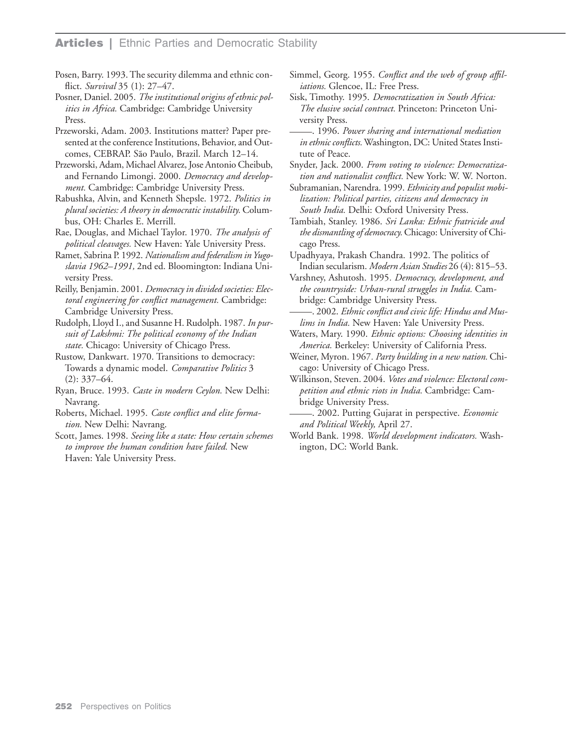Posen, Barry. 1993. The security dilemma and ethnic conflict. *Survival* 35 (1): 27–47.

Posner, Daniel. 2005. *The institutional origins of ethnic politics in Africa.* Cambridge: Cambridge University Press.

Przeworski, Adam. 2003. Institutions matter? Paper presented at the conference Institutions, Behavior, and Outcomes, CEBRAP. São Paulo, Brazil. March 12–14.

Przeworski, Adam, Michael Alvarez, Jose Antonio Cheibub, and Fernando Limongi. 2000. *Democracy and development.* Cambridge: Cambridge University Press.

Rabushka, Alvin, and Kenneth Shepsle. 1972. *Politics in plural societies: A theory in democratic instability.* Columbus, OH: Charles E. Merrill.

Rae, Douglas, and Michael Taylor. 1970. *The analysis of political cleavages.* New Haven: Yale University Press.

Ramet, Sabrina P. 1992. *Nationalism and federalism in Yugoslavia 1962–1991,* 2nd ed. Bloomington: Indiana University Press.

Reilly, Benjamin. 2001. *Democracy in divided societies: Electoral engineering for conflict management.* Cambridge: Cambridge University Press.

Rudolph, Lloyd I., and Susanne H. Rudolph. 1987. *In pursuit of Lakshmi: The political economy of the Indian state.* Chicago: University of Chicago Press.

Rustow, Dankwart. 1970. Transitions to democracy: Towards a dynamic model. *Comparative Politics* 3 (2): 337–64.

Ryan, Bruce. 1993. *Caste in modern Ceylon.* New Delhi: Navrang.

Roberts, Michael. 1995. *Caste conflict and elite formation.* New Delhi: Navrang.

Scott, James. 1998. *Seeing like a state: How certain schemes to improve the human condition have failed.* New Haven: Yale University Press.

Simmel, Georg. 1955. *Conflict and the web of group affiliations.* Glencoe, IL: Free Press.

Sisk, Timothy. 1995. *Democratization in South Africa: The elusive social contract.* Princeton: Princeton University Press.

———. 1996. *Power sharing and international mediation in ethnic conflicts.* Washington, DC: United States Institute of Peace.

Snyder, Jack. 2000. *From voting to violence: Democratization and nationalist conflict.* New York: W. W. Norton.

Subramanian, Narendra. 1999. *Ethnicity and populist mobilization: Political parties, citizens and democracy in South India.* Delhi: Oxford University Press.

Tambiah, Stanley. 1986. *Sri Lanka: Ethnic fratricide and the dismantling of democracy.* Chicago: University of Chicago Press.

Upadhyaya, Prakash Chandra. 1992. The politics of Indian secularism. *Modern Asian Studies* 26 (4): 815–53.

Varshney, Ashutosh. 1995. *Democracy, development, and the countryside: Urban-rural struggles in India.* Cambridge: Cambridge University Press.

———. 2002. *Ethnic conflict and civic life: Hindus and Muslims in India.* New Haven: Yale University Press.

Waters, Mary. 1990. *Ethnic options: Choosing identities in America.* Berkeley: University of California Press.

Weiner, Myron. 1967. *Party building in a new nation.* Chicago: University of Chicago Press.

Wilkinson, Steven. 2004. *Votes and violence: Electoral competition and ethnic riots in India.* Cambridge: Cambridge University Press.

———. 2002. Putting Gujarat in perspective. *Economic and Political Weekly,* April 27.

World Bank. 1998. *World development indicators.* Washington, DC: World Bank.